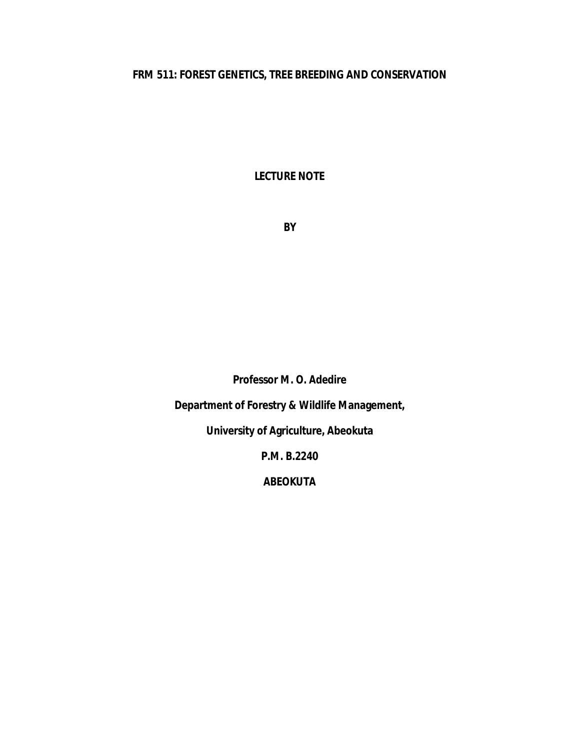# FRM 511: FOREST GENETICS, TREE BREEDING AND CONSERVATION

**LECTURE NOTE**

**BY**

**Professor M. O. Adedire**

**Department of Forestry & Wildlife Management,**

**University of Agriculture, Abeokuta**

**P.M. B.2240**

**ABEOKUTA**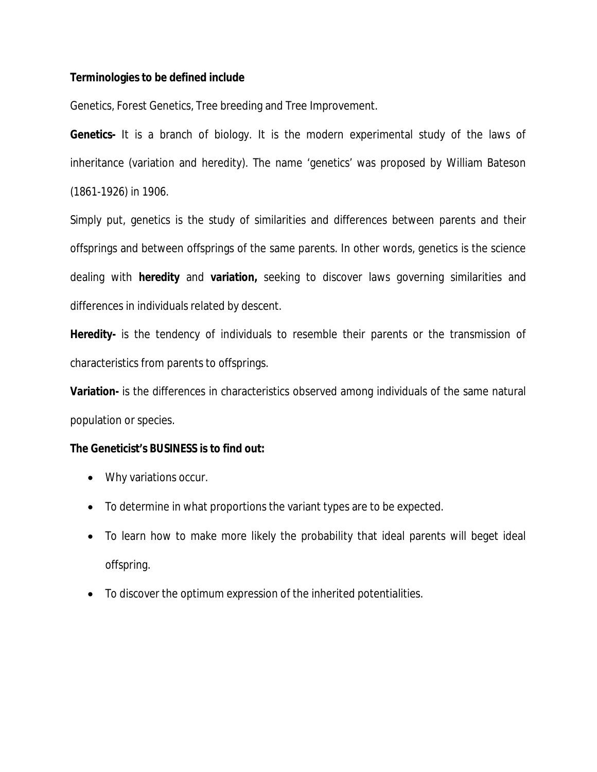**Terminologies to be defined include**

Genetics, Forest Genetics, Tree breeding and Tree Improvement.

**Genetics-** It is a branch of biology. It is the modern experimental study of the laws of inheritance (variation and heredity). The name 'genetics' was proposed by William Bateson (1861-1926) in 1906.

Simply put, genetics is the study of similarities and differences between parents and their offsprings and between offsprings of the same parents. In other words, genetics is the science dealing with **heredity** and **variation,** seeking to discover laws governing similarities and differences in individuals related by descent.

**Heredity-** is the tendency of individuals to resemble their parents or the transmission of characteristics from parents to offsprings.

**Variation-** is the differences in characteristics observed among individuals of the same natural population or species.

**The Geneticist's BUSINESS is to find out:**

- Why variations occur.
- To determine in what proportions the variant types are to be expected.
- To learn how to make more likely the probability that ideal parents will beget ideal offspring.
- To discover the optimum expression of the inherited potentialities.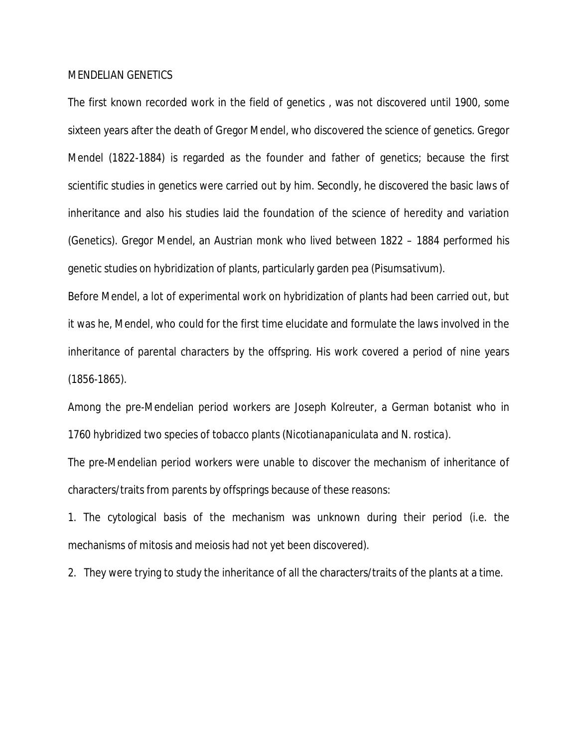# MENDELIAN GENETICS

The first known recorded work in the field of genetics , was not discovered until 1900, some sixteen years after the death of Gregor Mendel, who discovered the science of genetics. Gregor Mendel (1822-1884) is regarded as the founder and father of genetics; because the first scientific studies in genetics were carried out by him. Secondly, he discovered the basic laws of inheritance and also his studies laid the foundation of the science of heredity and variation (Genetics). Gregor Mendel, an Austrian monk who lived between 1822 – 1884 performed his genetic studies on hybridization of plants, particularly garden pea (*Pisumsativum*).

Before Mendel, a lot of experimental work on hybridization of plants had been carried out, but it was he, Mendel, who could for the first time elucidate and formulate the laws involved in the inheritance of parental characters by the offspring. His work covered a period of nine years (1856-1865).

Among the pre-Mendelian period workers are Joseph Kolreuter, a German botanist who in 1760 hybridized two species of tobacco plants (*Nicotianapaniculata* and *N. rostica*).

The pre-Mendelian period workers were unable to discover the mechanism of inheritance of characters/traits from parents by offsprings because of these reasons:

1. The cytological basis of the mechanism was unknown during their period (i.e. the mechanisms of mitosis and meiosis had not yet been discovered).
2. They were trying to study the inheritance of all the characters/traits of the plants at a time.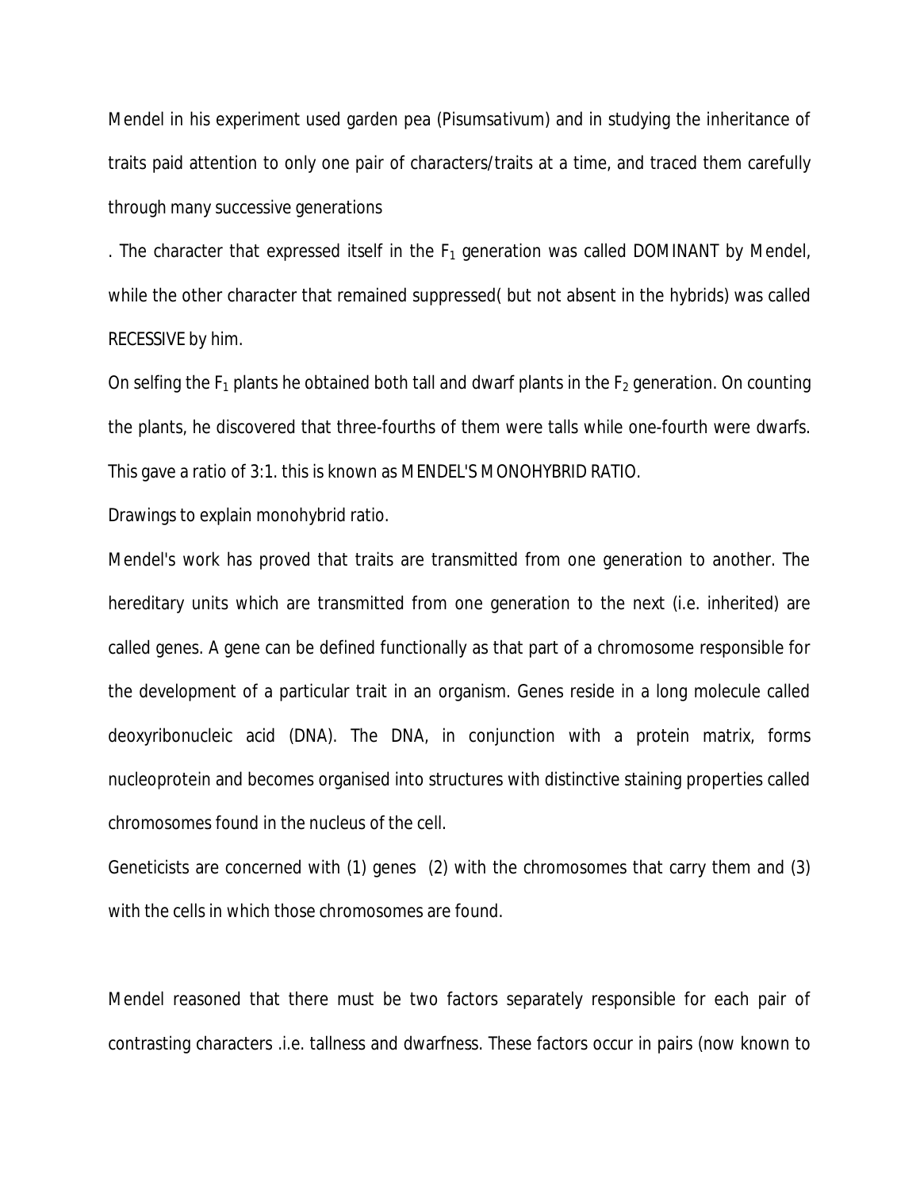Mendel in his experiment used garden pea (Pisumsativum) and in studying the inheritance of traits paid attention to only one pair of characters/traits at a time, and traced them carefully through many successive generations

. The character that expressed itself in the $F_1$ generation was called DOMINANT by Mendel, while the other character that remained suppressed( but not absent in the hybrids) was called RECESSIVE by him.

On selfing the $F_1$ plants he obtained both tall and dwarf plants in the $F_2$ generation. On counting the plants, he discovered that three-fourths of them were talls while one-fourth were dwarfs. This gave a ratio of 3:1. this is known as MENDEL'S MONOHYBRID RATIO.

Drawings to explain monohybrid ratio.

Mendel's work has proved that traits are transmitted from one generation to another. The hereditary units which are transmitted from one generation to the next (i.e. inherited) are called genes. A gene can be defined functionally as that part of a chromosome responsible for the development of a particular trait in an organism. Genes reside in a long molecule called deoxyribonucleic acid (DNA). The DNA, in conjunction with a protein matrix, forms nucleoprotein and becomes organised into structures with distinctive staining properties called chromosomes found in the nucleus of the cell.

Geneticists are concerned with (1) genes (2) with the chromosomes that carry them and (3) with the cells in which those chromosomes are found.

Mendel reasoned that there must be two factors separately responsible for each pair of contrasting characters .i.e. tallness and dwarfness. These factors occur in pairs (now known to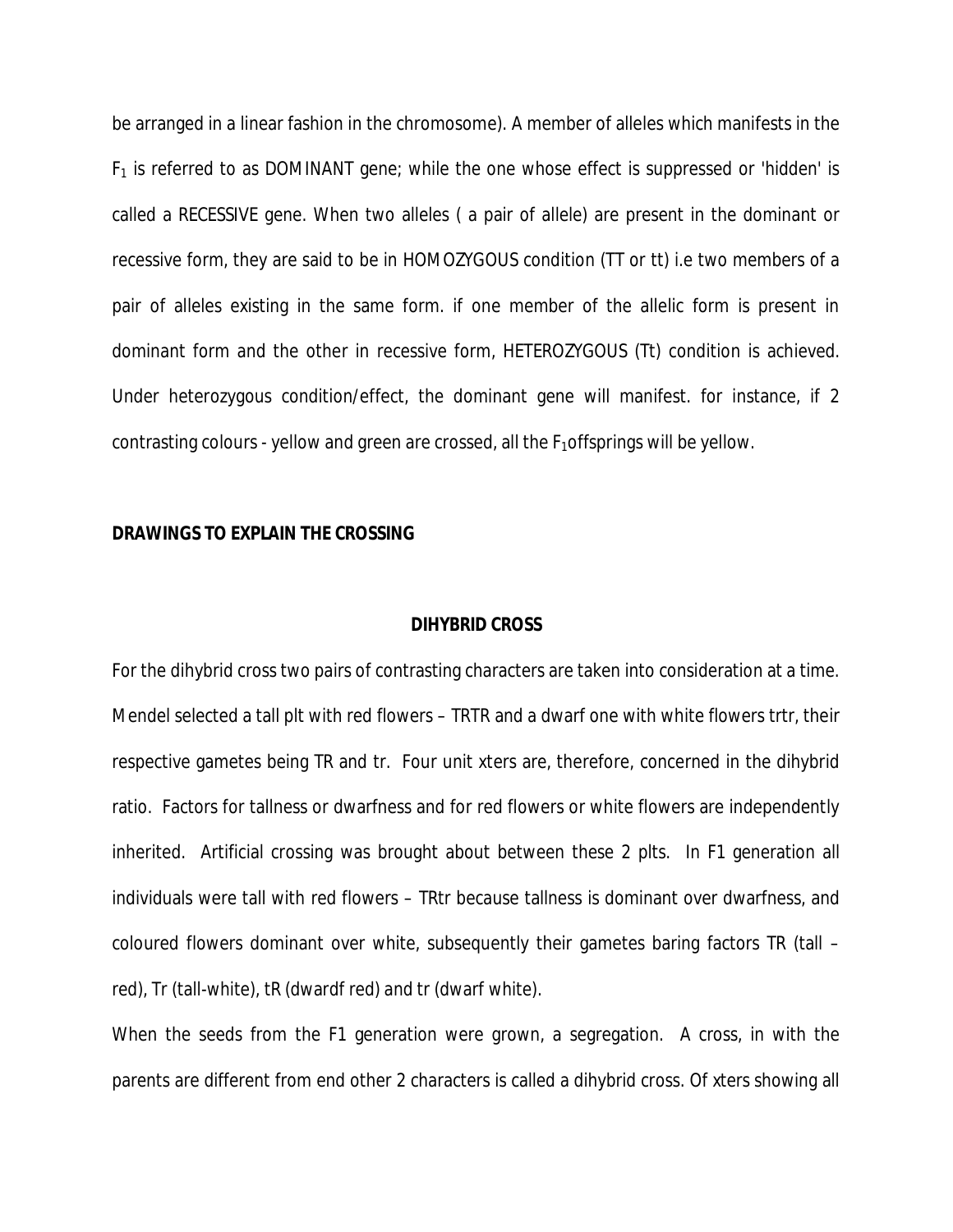be arranged in a linear fashion in the chromosome). A member of alleles which manifests in the $F_1$ is referred to as DOMINANT gene; while the one whose effect is suppressed or 'hidden' is called a RECESSIVE gene. When two alleles ( a pair of allele) are present in the dominant or recessive form, they are said to be in HOMOZYGOUS condition (TT or tt) i.e two members of a pair of alleles existing in the same form. if one member of the allelic form is present in dominant form and the other in recessive form, HETEROZYGOUS (Tt) condition is achieved. Under heterozygous condition/effect, the dominant gene will manifest. for instance, if 2 contrasting colours - yellow and green are crossed, all the $F_1$offsprings will be yellow.

**DRAWINGS TO EXPLAIN THE CROSSING**

## DIHYBRID CROSS

For the dihybrid cross two pairs of contrasting characters are taken into consideration at a time. Mendel selected a tall plt with red flowers – TRTR and a dwarf one with white flowers trtr, their respective gametes being TR and tr. Four unit xters are, therefore, concerned in the dihybrid ratio. Factors for tallness or dwarfness and for red flowers or white flowers are independently inherited. Artificial crossing was brought about between these 2 plts. In F1 generation all individuals were tall with red flowers – TRtr because tallness is dominant over dwarfness, and coloured flowers dominant over white, subsequently their gametes baring factors TR (tall – red), Tr (tall-white), tR (dwardf red) and tr (dwarf white).

When the seeds from the F1 generation were grown, a segregation. A cross, in with the parents are different from end other 2 characters is called a dihybrid cross. Of xters showing all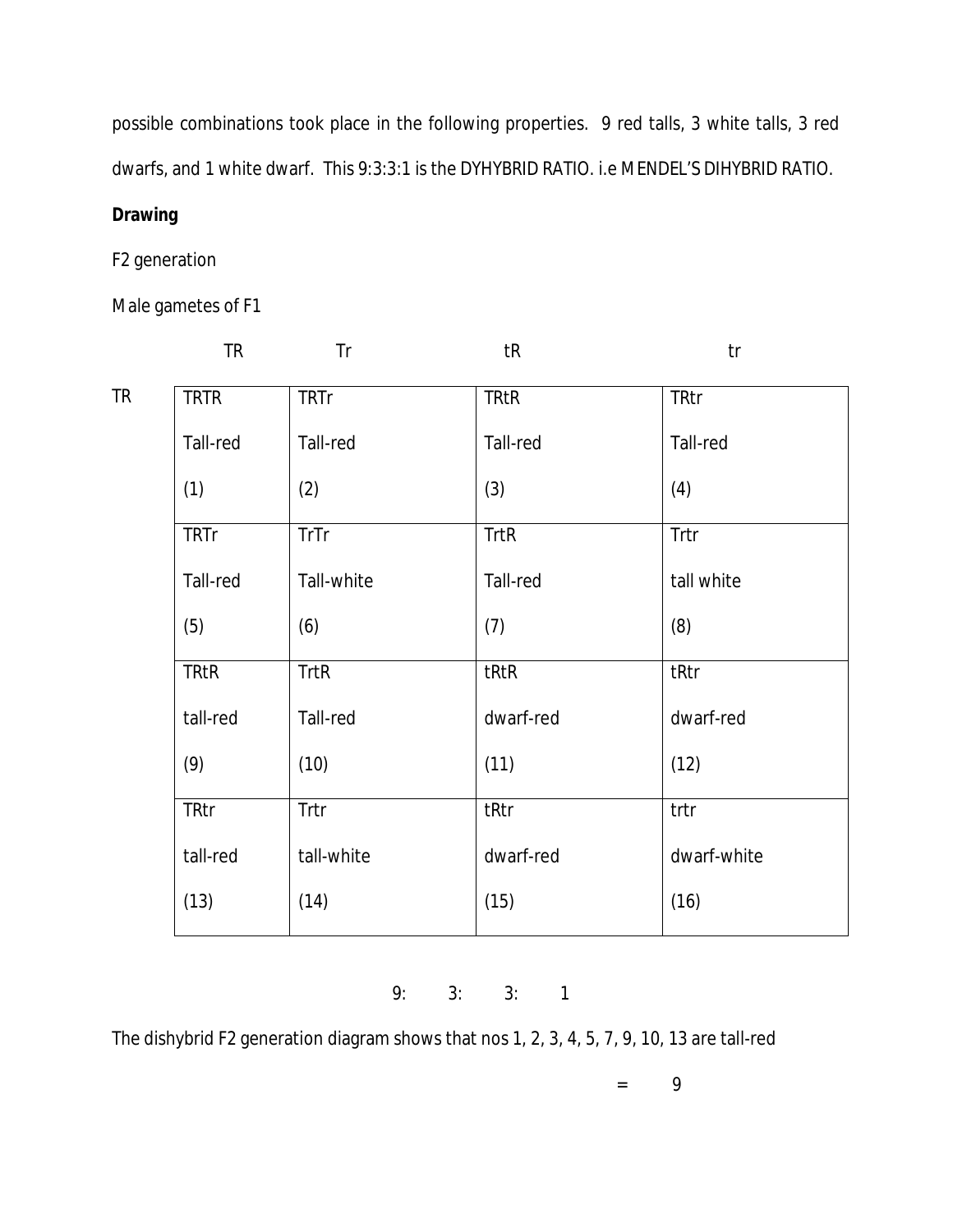possible combinations took place in the following properties. 9 red talls, 3 white talls, 3 red dwarfs, and 1 white dwarf. This 9:3:3:1 is the DYHYBRID RATIO. i.e MENDEL'S DIHYBRID RATIO.

**Drawing**

F2 generation

Male gametes of F1

| | TR | Tr | tR | tr |
|---|---|---|---|---|
| TR | TRTR<br>Tall-red<br>(1) | TRTr<br>Tall-red<br>(2) | TRtR<br>Tall-red<br>(3) | TRtr<br>Tall-red<br>(4) |
| | TRTr<br>Tall-red<br>(5) | TrTr<br>Tall-white<br>(6) | TrtR<br>Tall-red<br>(7) | Trtr<br>tall white<br>(8) |
| | TRtR<br>tall-red<br>(9) | TrtR<br>Tall-red<br>(10) | tRtR<br>dwarf-red<br>(11) | tRtr<br>dwarf-red<br>(12) |
| | TRtr<br>tall-red<br>(13) | Trtr<br>tall-white<br>(14) | tRtr<br>dwarf-red<br>(15) | trtr<br>dwarf-white<br>(16) |

9: 3: 3: 1

The dishybrid F2 generation diagram shows that nos 1, 2, 3, 4, 5, 7, 9, 10, 13 are tall-red

= 9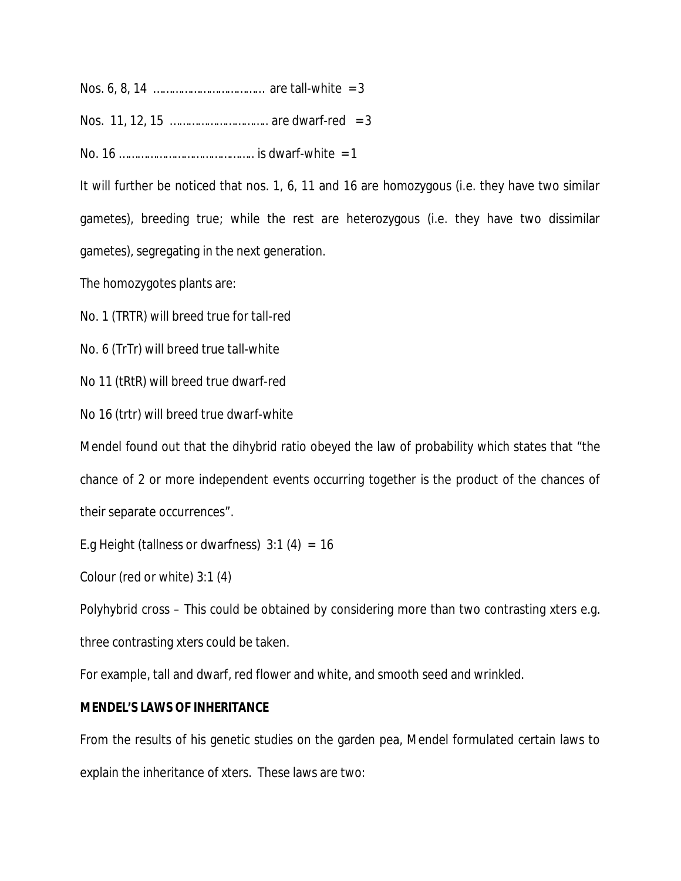Nos. 6, 8, 14 ……………………………… are tall-white = 3

Nos. 11, 12, 15 ………………………….. are dwarf-red = 3

No. 16 …………………………………….. is dwarf-white = 1

It will further be noticed that nos. 1, 6, 11 and 16 are homozygous (i.e. they have two similar gametes), breeding true; while the rest are heterozygous (i.e. they have two dissimilar gametes), segregating in the next generation.

The homozygotes plants are:

No. 1 (TRTR) will breed true for tall-red

No. 6 (TrTr) will breed true tall-white

No 11 (tRtR) will breed true dwarf-red

No 16 (trtr) will breed true dwarf-white

Mendel found out that the dihybrid ratio obeyed the law of probability which states that "the chance of 2 or more independent events occurring together is the product of the chances of their separate occurrences".

E.g Height (tallness or dwarfness) 3:1 (4) = 16

Colour (red or white) 3:1 (4)

Polyhybrid cross – This could be obtained by considering more than two contrasting xters e.g. three contrasting xters could be taken.

For example, tall and dwarf, red flower and white, and smooth seed and wrinkled.

**MENDEL'S LAWS OF INHERITANCE**

From the results of his genetic studies on the garden pea, Mendel formulated certain laws to explain the inheritance of xters. These laws are two: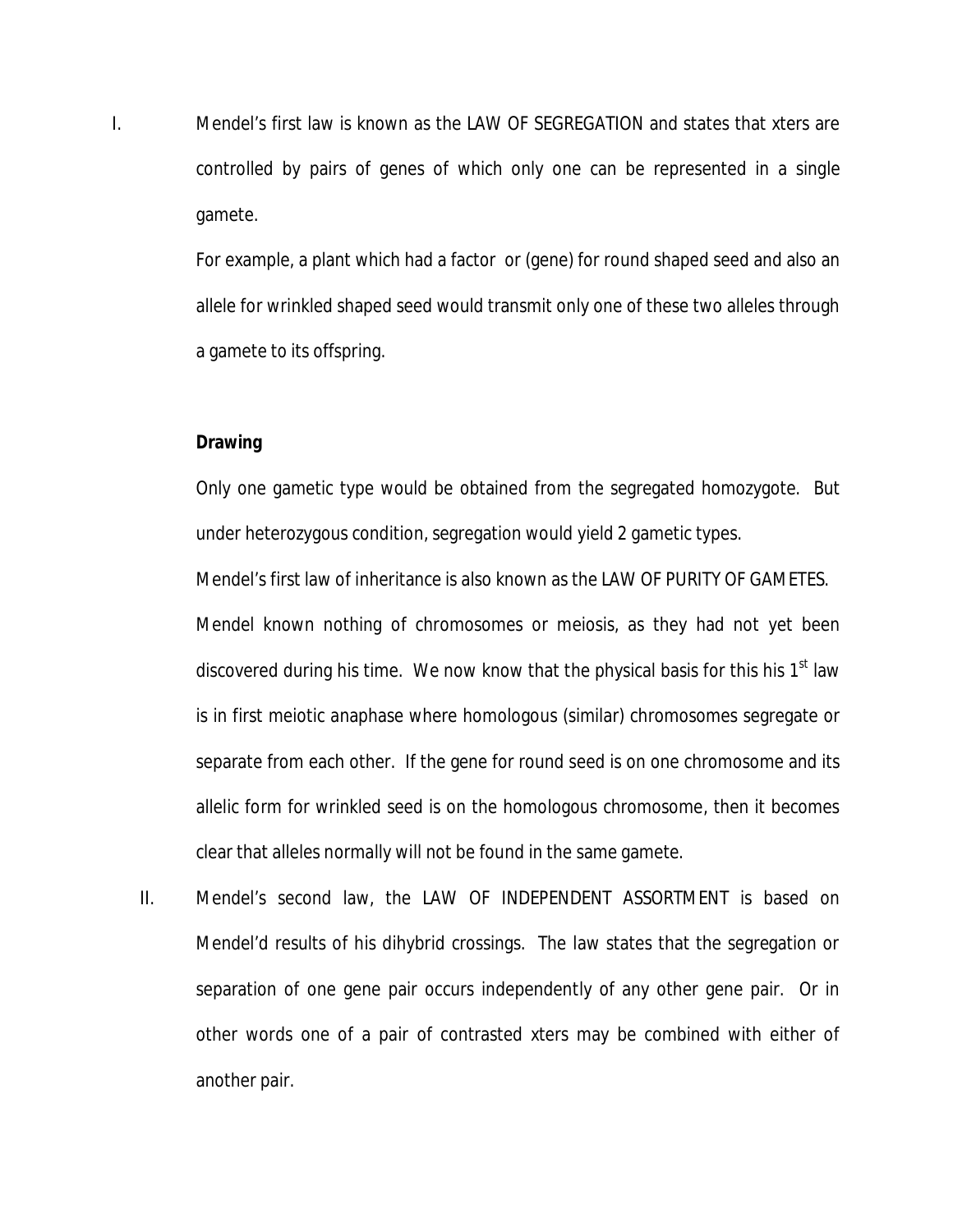I. Mendel's first law is known as the LAW OF SEGREGATION and states that xters are controlled by pairs of genes of which only one can be represented in a single gamete.

For example, a plant which had a factor or (gene) for round shaped seed and also an allele for wrinkled shaped seed would transmit only one of these two alleles through a gamete to its offspring.

**Drawing**

Only one gametic type would be obtained from the segregated homozygote. But under heterozygous condition, segregation would yield 2 gametic types.

Mendel's first law of inheritance is also known as the LAW OF PURITY OF GAMETES.

Mendel known nothing of chromosomes or meiosis, as they had not yet been discovered during his time. We now know that the physical basis for this his 1st law is in first meiotic anaphase where homologous (similar) chromosomes segregate or separate from each other. If the gene for round seed is on one chromosome and its allelic form for wrinkled seed is on the homologous chromosome, then it becomes clear that alleles normally will not be found in the same gamete.

II. Mendel's second law, the LAW OF INDEPENDENT ASSORTMENT is based on Mendel'd results of his dihybrid crossings. The law states that the segregation or separation of one gene pair occurs independently of any other gene pair. Or in other words one of a pair of contrasted xters may be combined with either of another pair.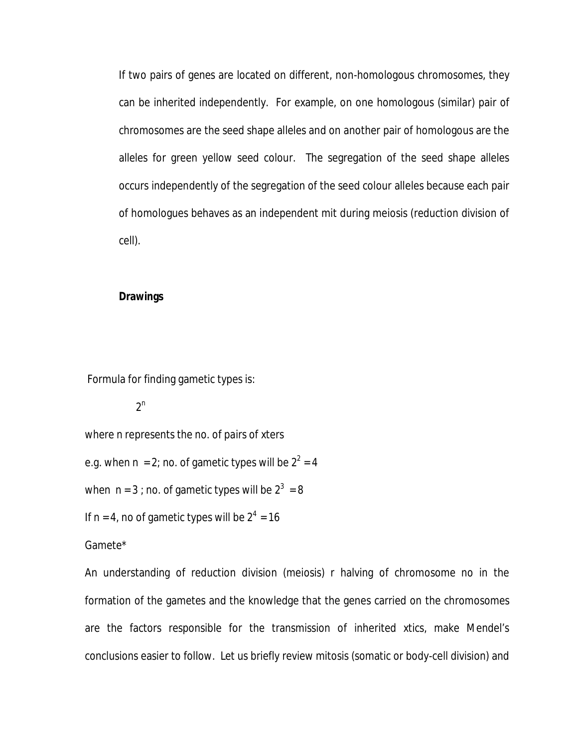If two pairs of genes are located on different, non-homologous chromosomes, they can be inherited independently. For example, on one homologous (similar) pair of chromosomes are the seed shape alleles and on another pair of homologous are the alleles for green yellow seed colour. The segregation of the seed shape alleles occurs independently of the segregation of the seed colour alleles because each pair of homologues behaves as an independent mit during meiosis (reduction division of cell).

**Drawings**

Formula for finding gametic types is:

$$2^n$$

where n represents the no. of pairs of xters

e.g. when $n = 2$; no. of gametic types will be $2^2 = 4$

when $n = 3$ ; no. of gametic types will be $2^3 = 8$

If $n = 4$, no of gametic types will be $2^4 = 16$

Gamete*

An understanding of reduction division (meiosis) r halving of chromosome no in the formation of the gametes and the knowledge that the genes carried on the chromosomes are the factors responsible for the transmission of inherited xtics, make Mendel's conclusions easier to follow. Let us briefly review mitosis (somatic or body-cell division) and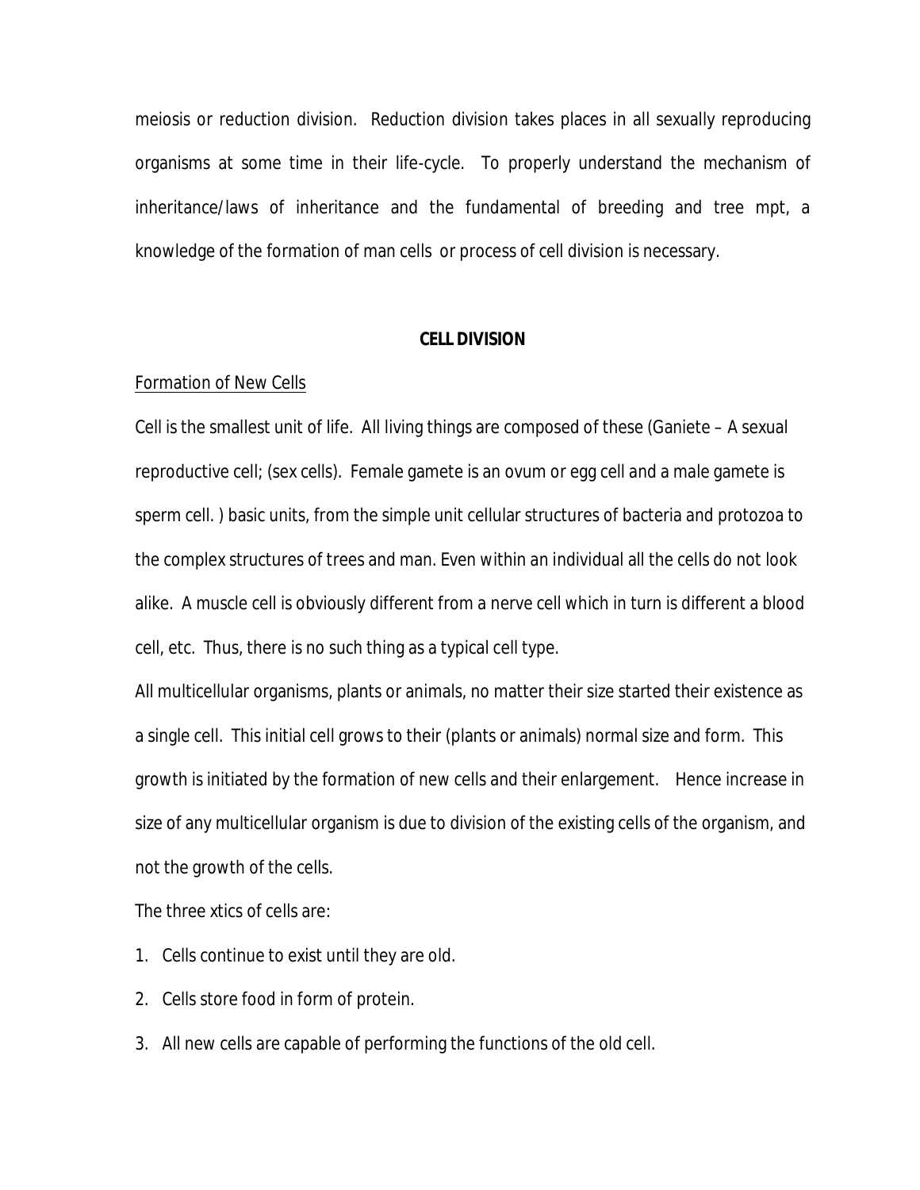meiosis or reduction division. Reduction division takes places in all sexually reproducing organisms at some time in their life-cycle. To properly understand the mechanism of inheritance/laws of inheritance and the fundamental of breeding and tree mpt, a knowledge of the formation of man cells or process of cell division is necessary.

## CELL DIVISION

<u>Formation of New Cells</u>

Cell is the smallest unit of life. All living things are composed of these (Ganiete – A sexual reproductive cell; (sex cells). Female gamete is an ovum or egg cell and a male gamete is sperm cell. ) basic units, from the simple unit cellular structures of bacteria and protozoa to the complex structures of trees and man. Even within an individual all the cells do not look alike. A muscle cell is obviously different from a nerve cell which in turn is different a blood cell, etc. Thus, there is no such thing as a typical cell type.

All multicellular organisms, plants or animals, no matter their size started their existence as a single cell. This initial cell grows to their (plants or animals) normal size and form. This growth is initiated by the formation of new cells and their enlargement. Hence increase in size of any multicellular organism is due to division of the existing cells of the organism, and not the growth of the cells.

The three xtics of cells are:

1. Cells continue to exist until they are old.
2. Cells store food in form of protein.
3. All new cells are capable of performing the functions of the old cell.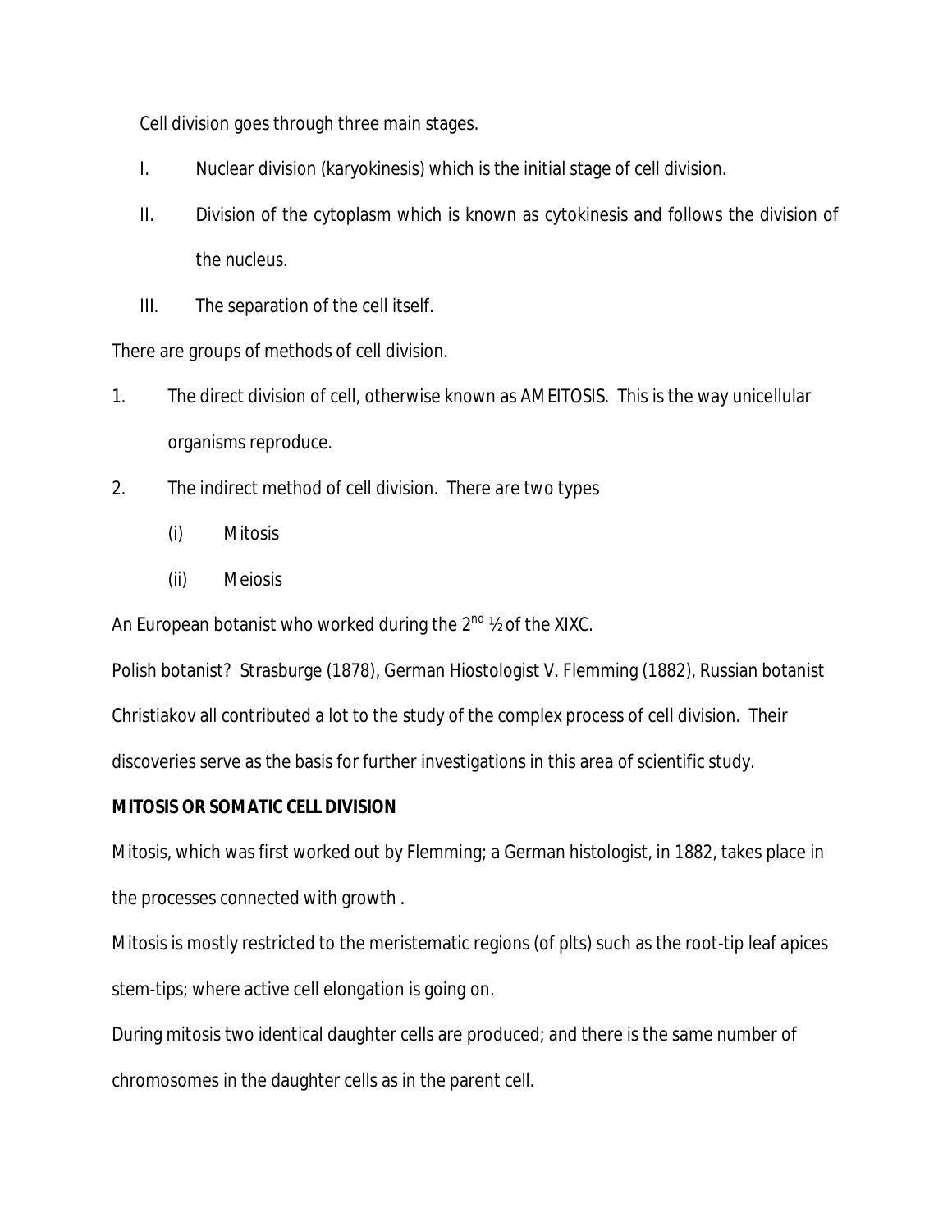Cell division goes through three main stages.

I. Nuclear division (karyokinesis) which is the initial stage of cell division.

II. Division of the cytoplasm which is known as cytokinesis and follows the division of the nucleus.

III. The separation of the cell itself.

There are groups of methods of cell division.

1. The direct division of cell, otherwise known as AMEITOSIS. This is the way unicellular organisms reproduce.
2. The indirect method of cell division. There are two types
   (i) Mitosis
   (ii) Meiosis

An European botanist who worked during the 2nd ½ of the XIXC.

Polish botanist? Strasburge (1878), German Hiostologist V. Flemming (1882), Russian botanist Christiakov all contributed a lot to the study of the complex process of cell division. Their discoveries serve as the basis for further investigations in this area of scientific study.

**MITOSIS OR SOMATIC CELL DIVISION**

Mitosis, which was first worked out by Flemming; a German histologist, in 1882, takes place in the processes connected with growth .

Mitosis is mostly restricted to the meristematic regions (of plts) such as the root-tip leaf apices stem-tips; where active cell elongation is going on.

During mitosis two identical daughter cells are produced; and there is the same number of chromosomes in the daughter cells as in the parent cell.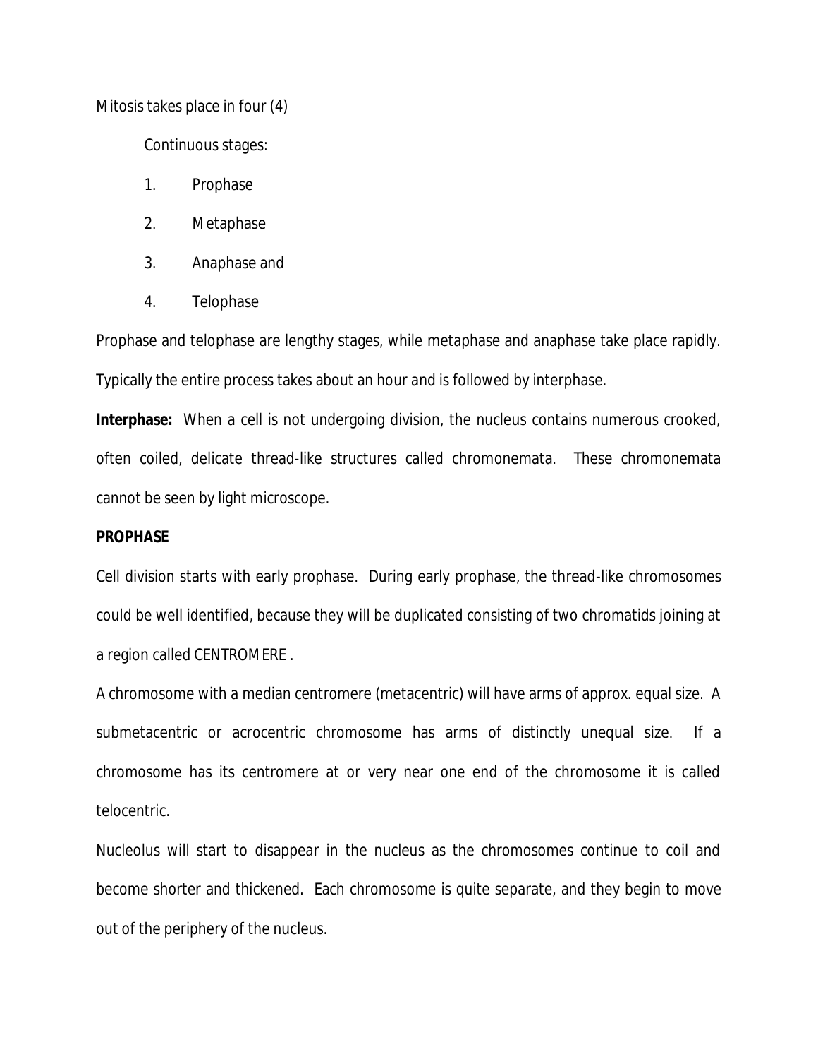Mitosis takes place in four (4)

Continuous stages:

1. Prophase
2. Metaphase
3. Anaphase and
4. Telophase

Prophase and telophase are lengthy stages, while metaphase and anaphase take place rapidly. Typically the entire process takes about an hour and is followed by interphase.

**Interphase:** When a cell is not undergoing division, the nucleus contains numerous crooked, often coiled, delicate thread-like structures called chromonemata. These chromonemata cannot be seen by light microscope.

**PROPHASE**

Cell division starts with early prophase. During early prophase, the thread-like chromosomes could be well identified, because they will be duplicated consisting of two chromatids joining at a region called CENTROMERE .

A chromosome with a median centromere (metacentric) will have arms of approx. equal size. A submetacentric or acrocentric chromosome has arms of distinctly unequal size. If a chromosome has its centromere at or very near one end of the chromosome it is called telocentric.

Nucleolus will start to disappear in the nucleus as the chromosomes continue to coil and become shorter and thickened. Each chromosome is quite separate, and they begin to move out of the periphery of the nucleus.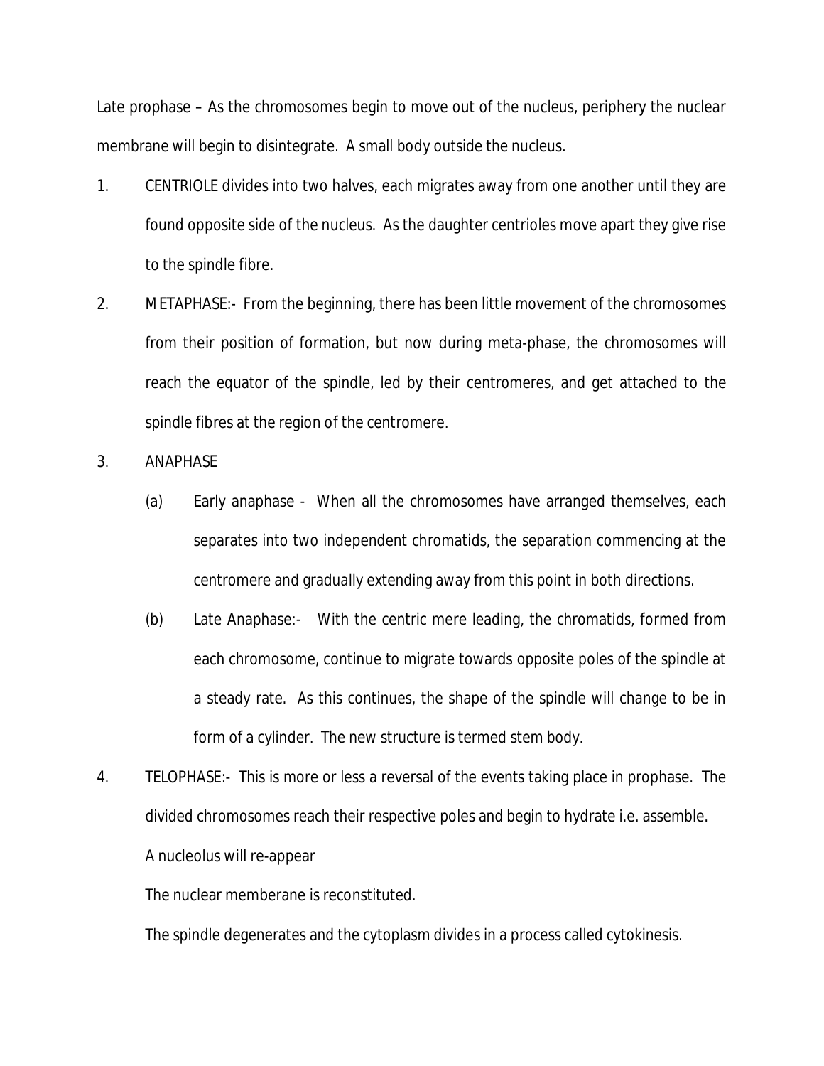Late prophase – As the chromosomes begin to move out of the nucleus, periphery the nuclear membrane will begin to disintegrate. A small body outside the nucleus.

1. CENTRIOLE divides into two halves, each migrates away from one another until they are found opposite side of the nucleus. As the daughter centrioles move apart they give rise to the spindle fibre.

2. METAPHASE:- From the beginning, there has been little movement of the chromosomes from their position of formation, but now during meta-phase, the chromosomes will reach the equator of the spindle, led by their centromeres, and get attached to the spindle fibres at the region of the centromere.

3. ANAPHASE

   (a) Early anaphase - When all the chromosomes have arranged themselves, each separates into two independent chromatids, the separation commencing at the centromere and gradually extending away from this point in both directions.

   (b) Late Anaphase:- With the centric mere leading, the chromatids, formed from each chromosome, continue to migrate towards opposite poles of the spindle at a steady rate. As this continues, the shape of the spindle will change to be in form of a cylinder. The new structure is termed stem body.

4. TELOPHASE:- This is more or less a reversal of the events taking place in prophase. The divided chromosomes reach their respective poles and begin to hydrate i.e. assemble.

   A nucleolus will re-appear

   The nuclear memberane is reconstituted.

   The spindle degenerates and the cytoplasm divides in a process called cytokinesis.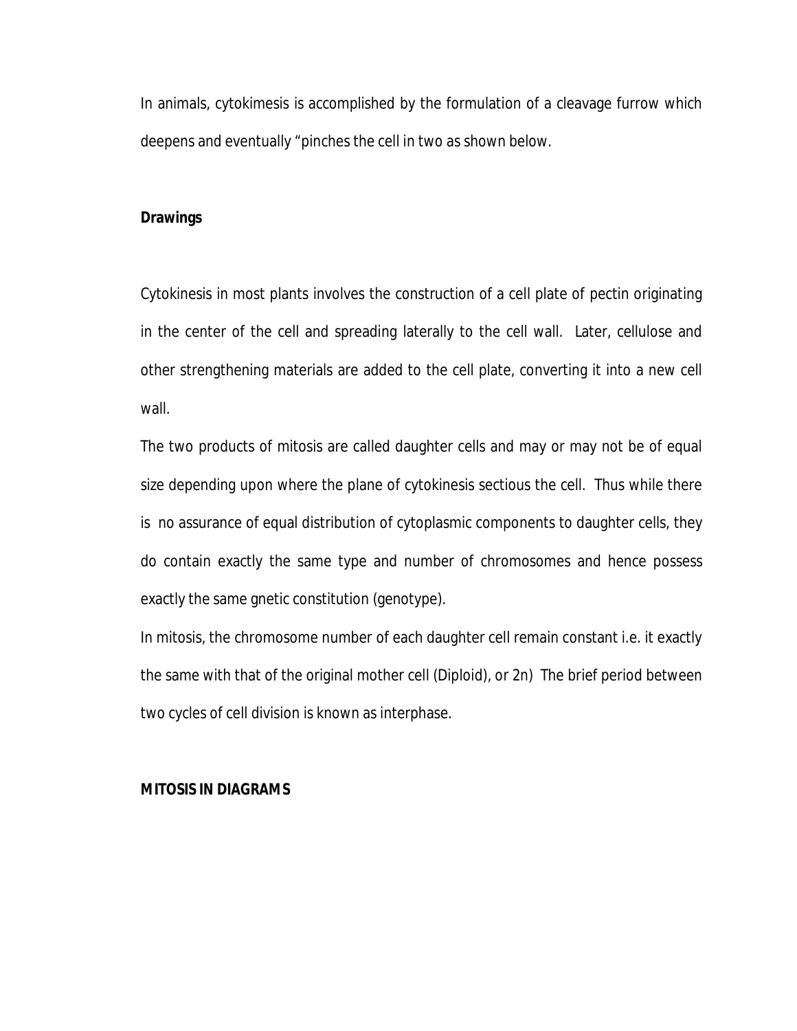In animals, cytokimesis is accomplished by the formulation of a cleavage furrow which deepens and eventually "pinches the cell in two as shown below.

**Drawings**

Cytokinesis in most plants involves the construction of a cell plate of pectin originating in the center of the cell and spreading laterally to the cell wall. Later, cellulose and other strengthening materials are added to the cell plate, converting it into a new cell wall.

The two products of mitosis are called daughter cells and may or may not be of equal size depending upon where the plane of cytokinesis sectious the cell. Thus while there is no assurance of equal distribution of cytoplasmic components to daughter cells, they do contain exactly the same type and number of chromosomes and hence possess exactly the same gnetic constitution (genotype).

In mitosis, the chromosome number of each daughter cell remain constant i.e. it exactly the same with that of the original mother cell (Diploid), or 2n) The brief period between two cycles of cell division is known as interphase.

**MITOSIS IN DIAGRAMS**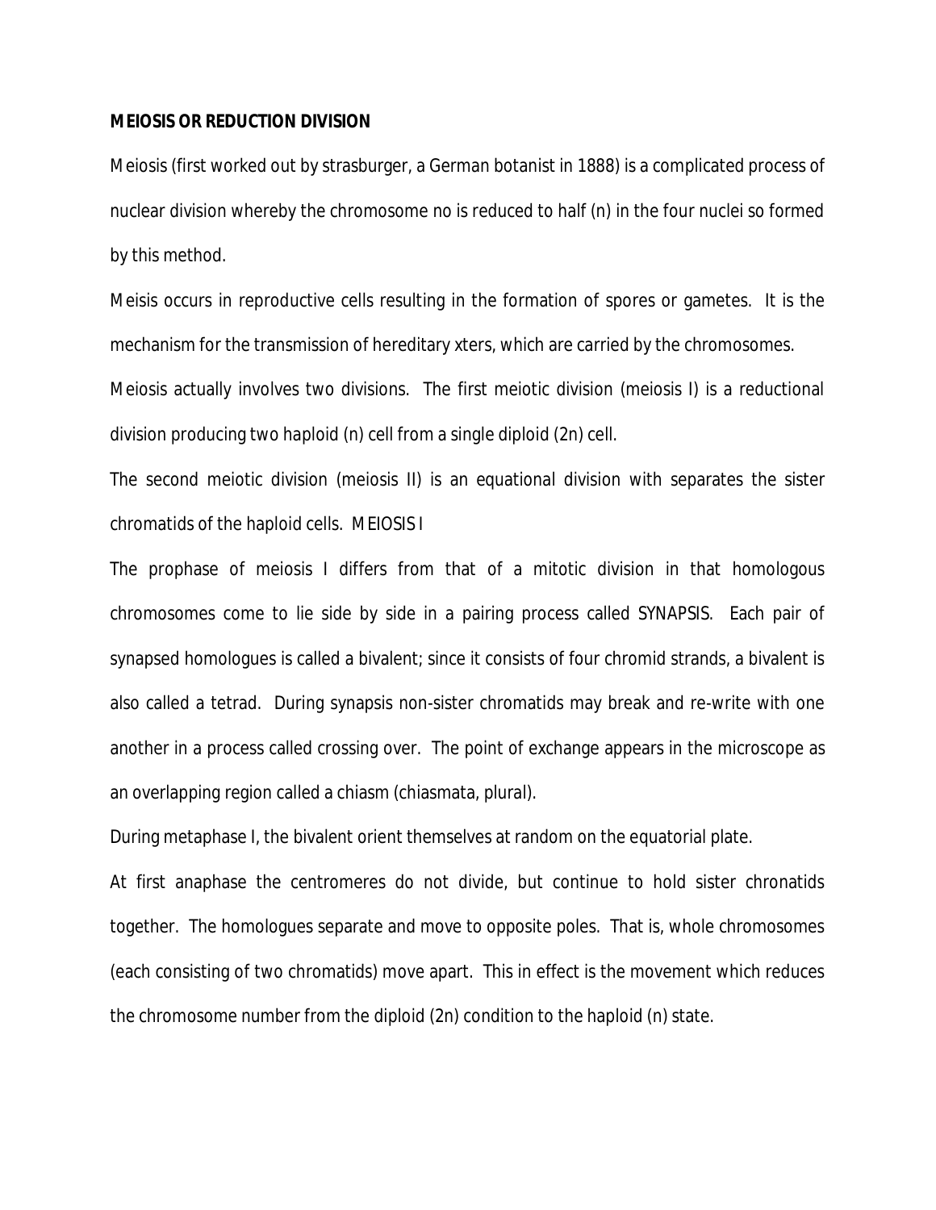**MEIOSIS OR REDUCTION DIVISION**

Meiosis (first worked out by strasburger, a German botanist in 1888) is a complicated process of nuclear division whereby the chromosome no is reduced to half (n) in the four nuclei so formed by this method.

Meisis occurs in reproductive cells resulting in the formation of spores or gametes. It is the mechanism for the transmission of hereditary xters, which are carried by the chromosomes.

Meiosis actually involves two divisions. The first meiotic division (meiosis I) is a reductional division producing two haploid (n) cell from a single diploid (2n) cell.

The second meiotic division (meiosis II) is an equational division with separates the sister chromatids of the haploid cells. MEIOSIS I

The prophase of meiosis I differs from that of a mitotic division in that homologous chromosomes come to lie side by side in a pairing process called SYNAPSIS. Each pair of synapsed homologues is called a bivalent; since it consists of four chromid strands, a bivalent is also called a tetrad. During synapsis non-sister chromatids may break and re-write with one another in a process called crossing over. The point of exchange appears in the microscope as an overlapping region called a chiasm (chiasmata, plural).

During metaphase I, the bivalent orient themselves at random on the equatorial plate.

At first anaphase the centromeres do not divide, but continue to hold sister chronatids together. The homologues separate and move to opposite poles. That is, whole chromosomes (each consisting of two chromatids) move apart. This in effect is the movement which reduces the chromosome number from the diploid (2n) condition to the haploid (n) state.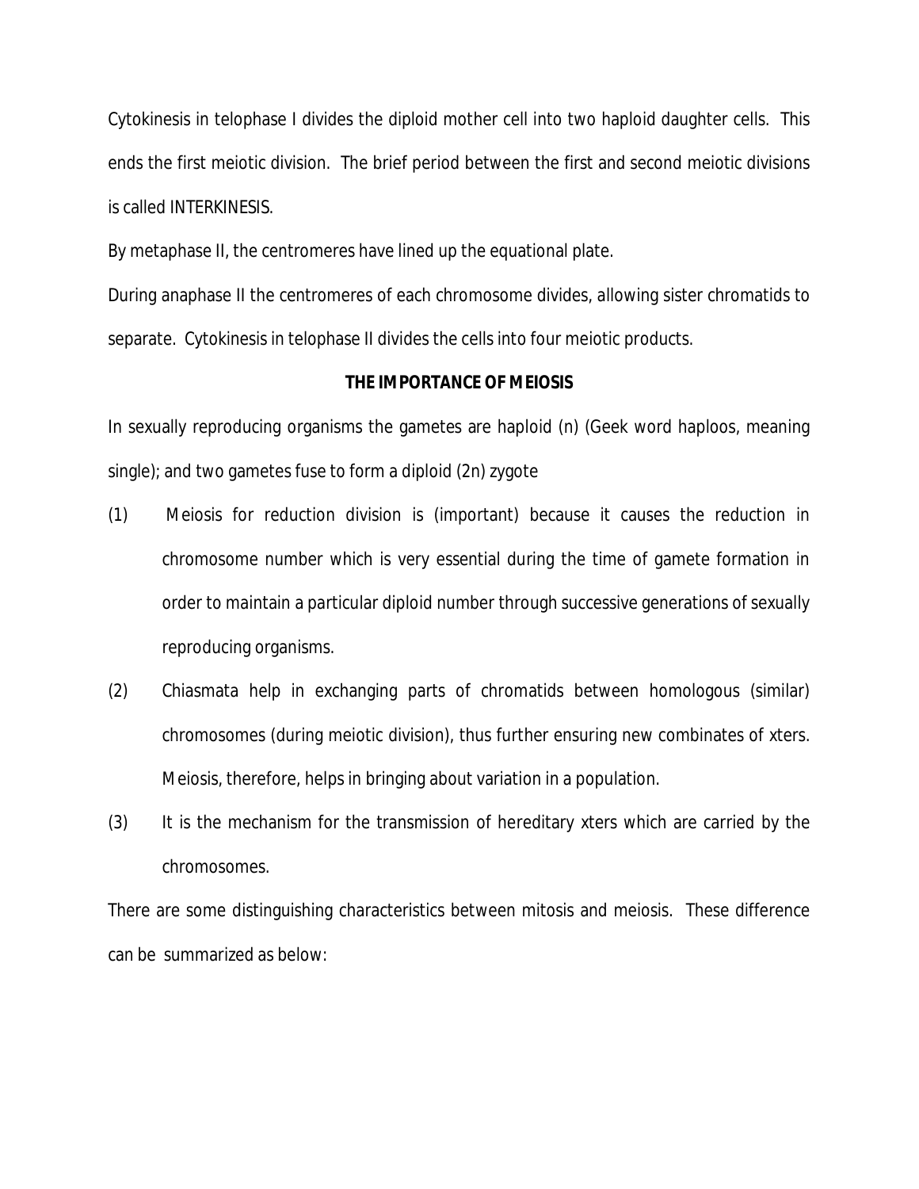Cytokinesis in telophase I divides the diploid mother cell into two haploid daughter cells. This ends the first meiotic division. The brief period between the first and second meiotic divisions is called INTERKINESIS.

By metaphase II, the centromeres have lined up the equational plate.

During anaphase II the centromeres of each chromosome divides, allowing sister chromatids to separate. Cytokinesis in telophase II divides the cells into four meiotic products.

**THE IMPORTANCE OF MEIOSIS**

In sexually reproducing organisms the gametes are haploid (n) (Geek word haploos, meaning single); and two gametes fuse to form a diploid (2n) zygote

(1) Meiosis for reduction division is (important) because it causes the reduction in chromosome number which is very essential during the time of gamete formation in order to maintain a particular diploid number through successive generations of sexually reproducing organisms.

(2) Chiasmata help in exchanging parts of chromatids between homologous (similar) chromosomes (during meiotic division), thus further ensuring new combinates of xters. Meiosis, therefore, helps in bringing about variation in a population.

(3) It is the mechanism for the transmission of hereditary xters which are carried by the chromosomes.

There are some distinguishing characteristics between mitosis and meiosis. These difference can be summarized as below: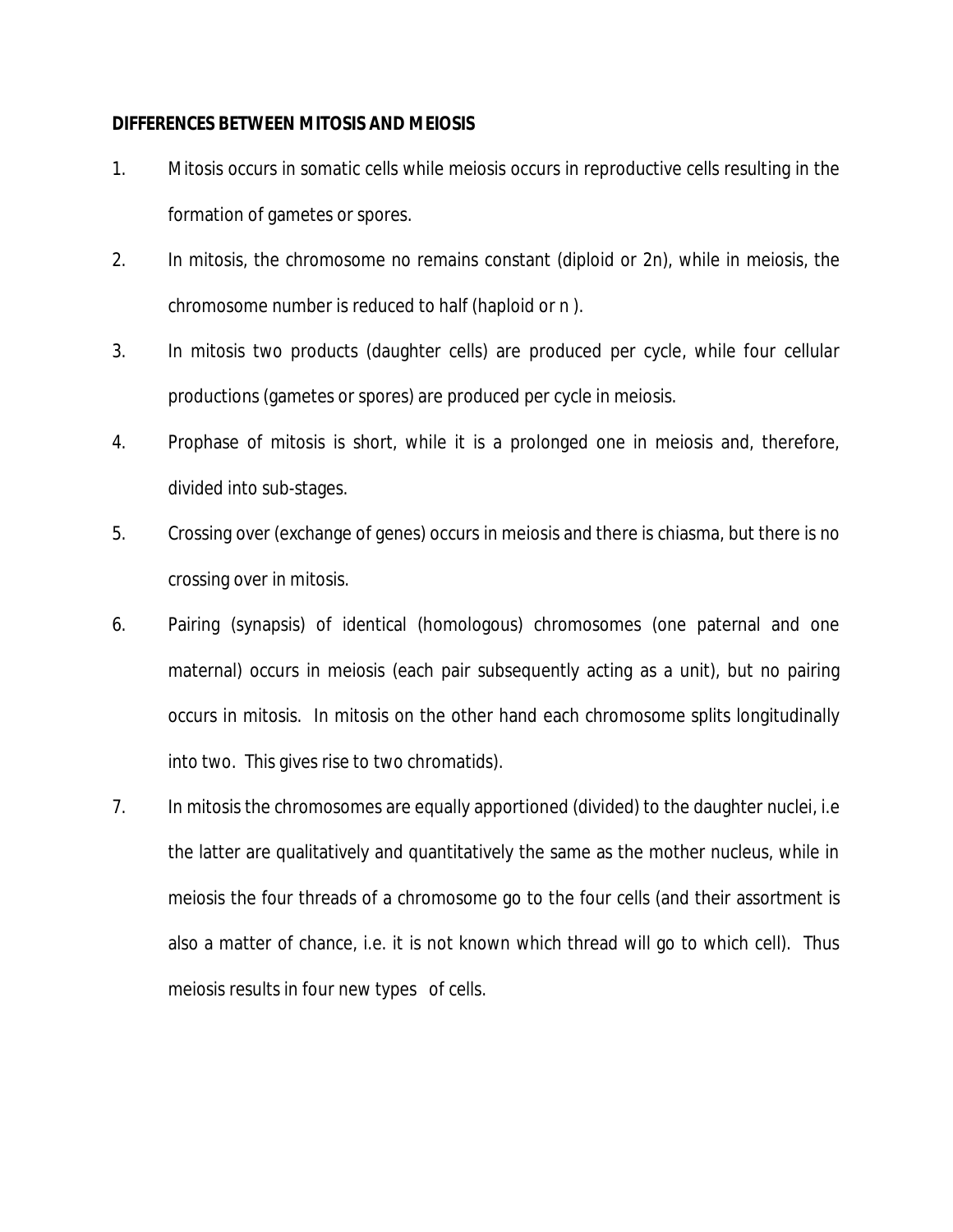**DIFFERENCES BETWEEN MITOSIS AND MEIOSIS**

1. Mitosis occurs in somatic cells while meiosis occurs in reproductive cells resulting in the formation of gametes or spores.
2. In mitosis, the chromosome no remains constant (diploid or 2n), while in meiosis, the chromosome number is reduced to half (haploid or n ).
3. In mitosis two products (daughter cells) are produced per cycle, while four cellular productions (gametes or spores) are produced per cycle in meiosis.
4. Prophase of mitosis is short, while it is a prolonged one in meiosis and, therefore, divided into sub-stages.
5. Crossing over (exchange of genes) occurs in meiosis and there is chiasma, but there is no crossing over in mitosis.
6. Pairing (synapsis) of identical (homologous) chromosomes (one paternal and one maternal) occurs in meiosis (each pair subsequently acting as a unit), but no pairing occurs in mitosis. In mitosis on the other hand each chromosome splits longitudinally into two. This gives rise to two chromatids).
7. In mitosis the chromosomes are equally apportioned (divided) to the daughter nuclei, i.e the latter are qualitatively and quantitatively the same as the mother nucleus, while in meiosis the four threads of a chromosome go to the four cells (and their assortment is also a matter of chance, i.e. it is not known which thread will go to which cell). Thus meiosis results in four new types of cells.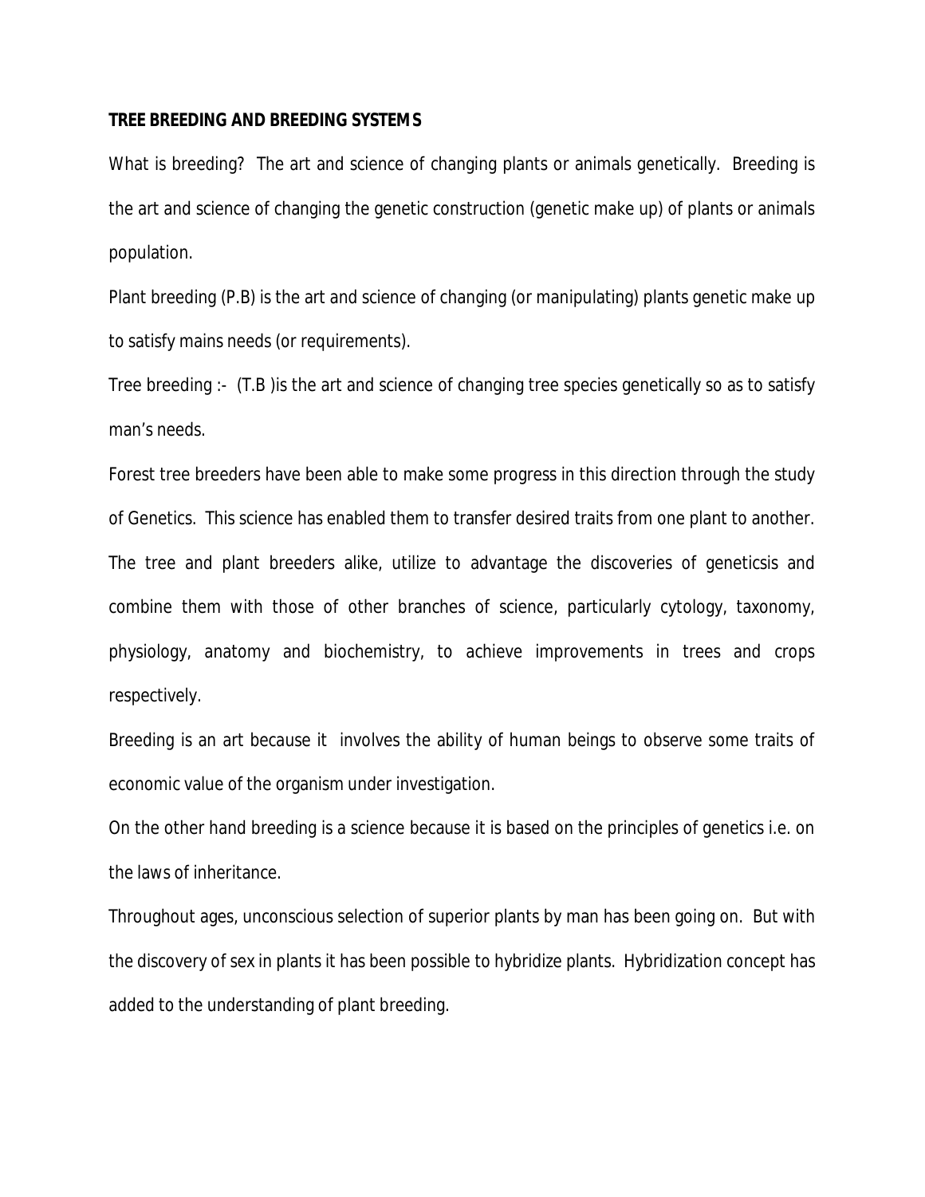**TREE BREEDING AND BREEDING SYSTEMS**

What is breeding? The art and science of changing plants or animals genetically. Breeding is the art and science of changing the genetic construction (genetic make up) of plants or animals population.

Plant breeding (P.B) is the art and science of changing (or manipulating) plants genetic make up to satisfy mains needs (or requirements).

Tree breeding :- (T.B )is the art and science of changing tree species genetically so as to satisfy man's needs.

Forest tree breeders have been able to make some progress in this direction through the study of Genetics. This science has enabled them to transfer desired traits from one plant to another. The tree and plant breeders alike, utilize to advantage the discoveries of geneticsis and combine them with those of other branches of science, particularly cytology, taxonomy, physiology, anatomy and biochemistry, to achieve improvements in trees and crops respectively.

Breeding is an art because it involves the ability of human beings to observe some traits of economic value of the organism under investigation.

On the other hand breeding is a science because it is based on the principles of genetics i.e. on the laws of inheritance.

Throughout ages, unconscious selection of superior plants by man has been going on. But with the discovery of sex in plants it has been possible to hybridize plants. Hybridization concept has added to the understanding of plant breeding.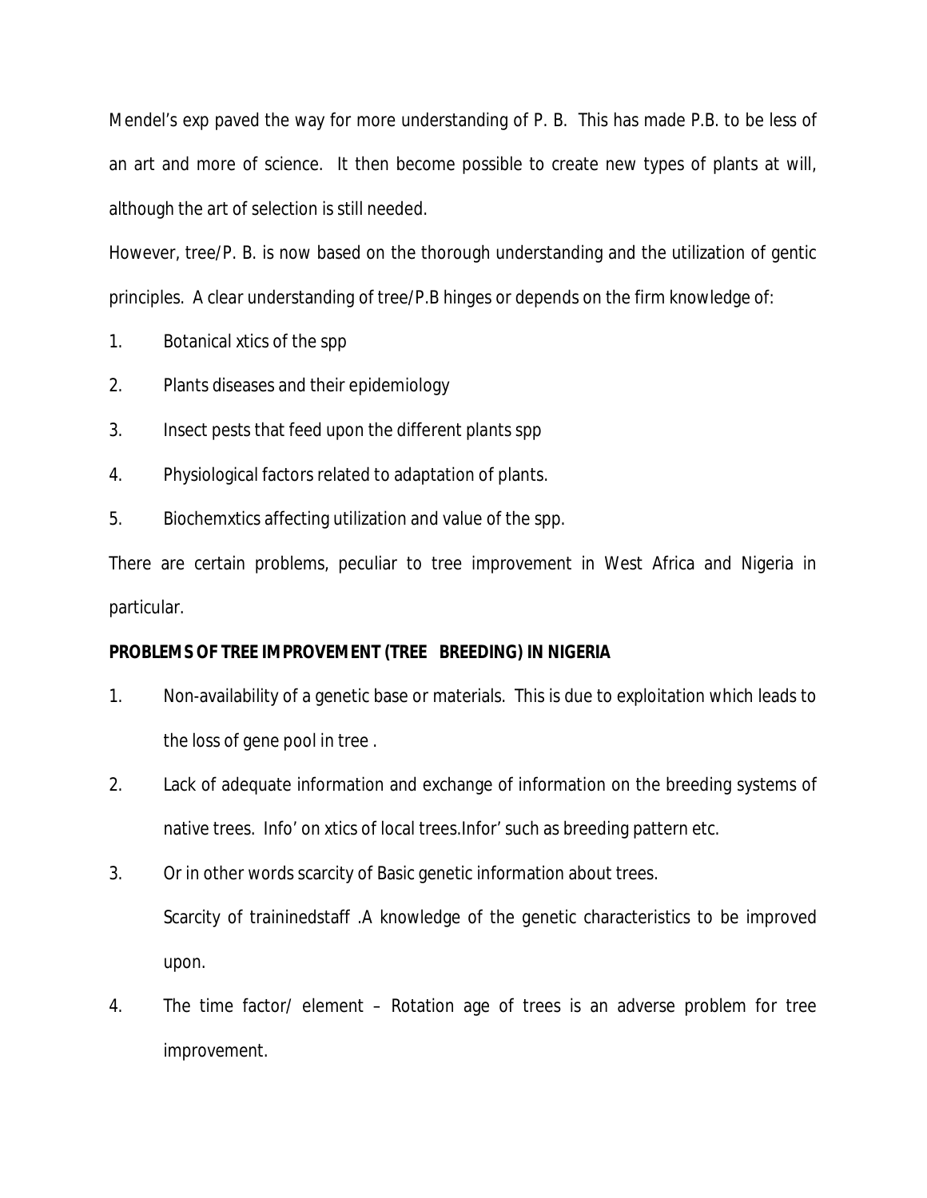Mendel's exp paved the way for more understanding of P. B. This has made P.B. to be less of an art and more of science. It then become possible to create new types of plants at will, although the art of selection is still needed.

However, tree/P. B. is now based on the thorough understanding and the utilization of gentic principles. A clear understanding of tree/P.B hinges or depends on the firm knowledge of:

1. Botanical xtics of the spp
2. Plants diseases and their epidemiology
3. Insect pests that feed upon the different plants spp
4. Physiological factors related to adaptation of plants.
5. Biochemxtics affecting utilization and value of the spp.

There are certain problems, peculiar to tree improvement in West Africa and Nigeria in particular.

**PROBLEMS OF TREE IMPROVEMENT (TREE BREEDING) IN NIGERIA**

1. Non-availability of a genetic base or materials. This is due to exploitation which leads to the loss of gene pool in tree .
2. Lack of adequate information and exchange of information on the breeding systems of native trees. Info' on xtics of local trees.Infor' such as breeding pattern etc.
3. Or in other words scarcity of Basic genetic information about trees.

   Scarcity of traininedstaff .A knowledge of the genetic characteristics to be improved upon.
4. The time factor/ element – Rotation age of trees is an adverse problem for tree improvement.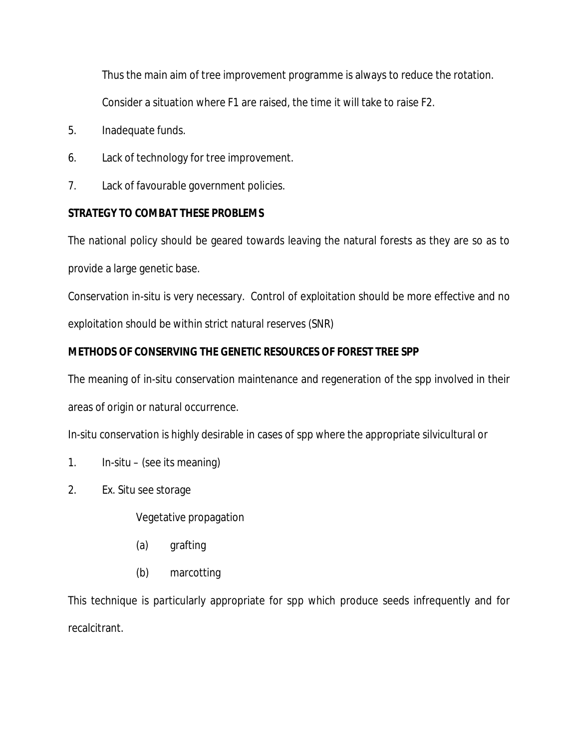Thus the main aim of tree improvement programme is always to reduce the rotation.

Consider a situation where F1 are raised, the time it will take to raise F2.

5. Inadequate funds.
6. Lack of technology for tree improvement.
7. Lack of favourable government policies.

**STRATEGY TO COMBAT THESE PROBLEMS**

The national policy should be geared towards leaving the natural forests as they are so as to provide a large genetic base.

Conservation in-situ is very necessary. Control of exploitation should be more effective and no exploitation should be within strict natural reserves (SNR)

**METHODS OF CONSERVING THE GENETIC RESOURCES OF FOREST TREE SPP**

The meaning of in-situ conservation maintenance and regeneration of the spp involved in their areas of origin or natural occurrence.

In-situ conservation is highly desirable in cases of spp where the appropriate silvicultural or

1. In-situ – (see its meaning)
2. Ex. Situ see storage

   Vegetative propagation

   (a) grafting

   (b) marcotting

This technique is particularly appropriate for spp which produce seeds infrequently and for recalcitrant.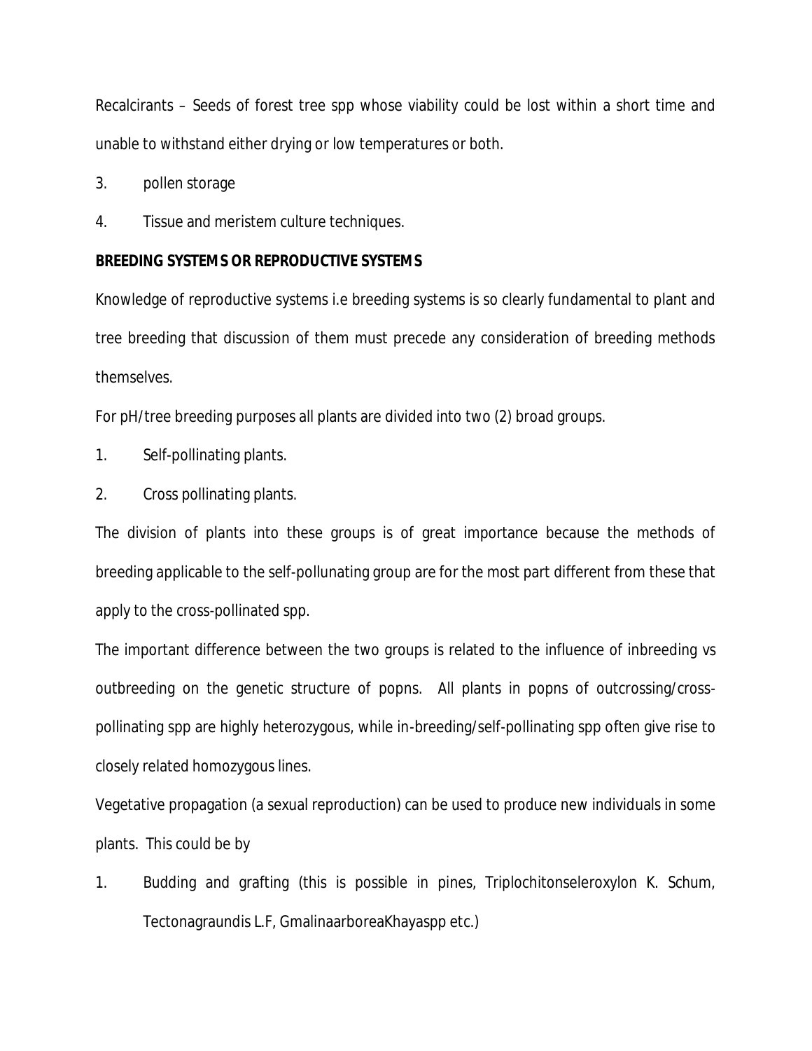Recalcirants – Seeds of forest tree spp whose viability could be lost within a short time and unable to withstand either drying or low temperatures or both.

3. pollen storage

4. Tissue and meristem culture techniques.

**BREEDING SYSTEMS OR REPRODUCTIVE SYSTEMS**

Knowledge of reproductive systems i.e breeding systems is so clearly fundamental to plant and tree breeding that discussion of them must precede any consideration of breeding methods themselves.

For pH/tree breeding purposes all plants are divided into two (2) broad groups.

1. Self-pollinating plants.

2. Cross pollinating plants.

The division of plants into these groups is of great importance because the methods of breeding applicable to the self-pollunating group are for the most part different from these that apply to the cross-pollinated spp.

The important difference between the two groups is related to the influence of inbreeding vs outbreeding on the genetic structure of popns. All plants in popns of outcrossing/cross-pollinating spp are highly heterozygous, while in-breeding/self-pollinating spp often give rise to closely related homozygous lines.

Vegetative propagation (a sexual reproduction) can be used to produce new individuals in some plants. This could be by

1. Budding and grafting (this is possible in pines, Triplochitonseleroxylon K. Schum, Tectonagraundis L.F, GmalinaarboreaKhayaspp etc.)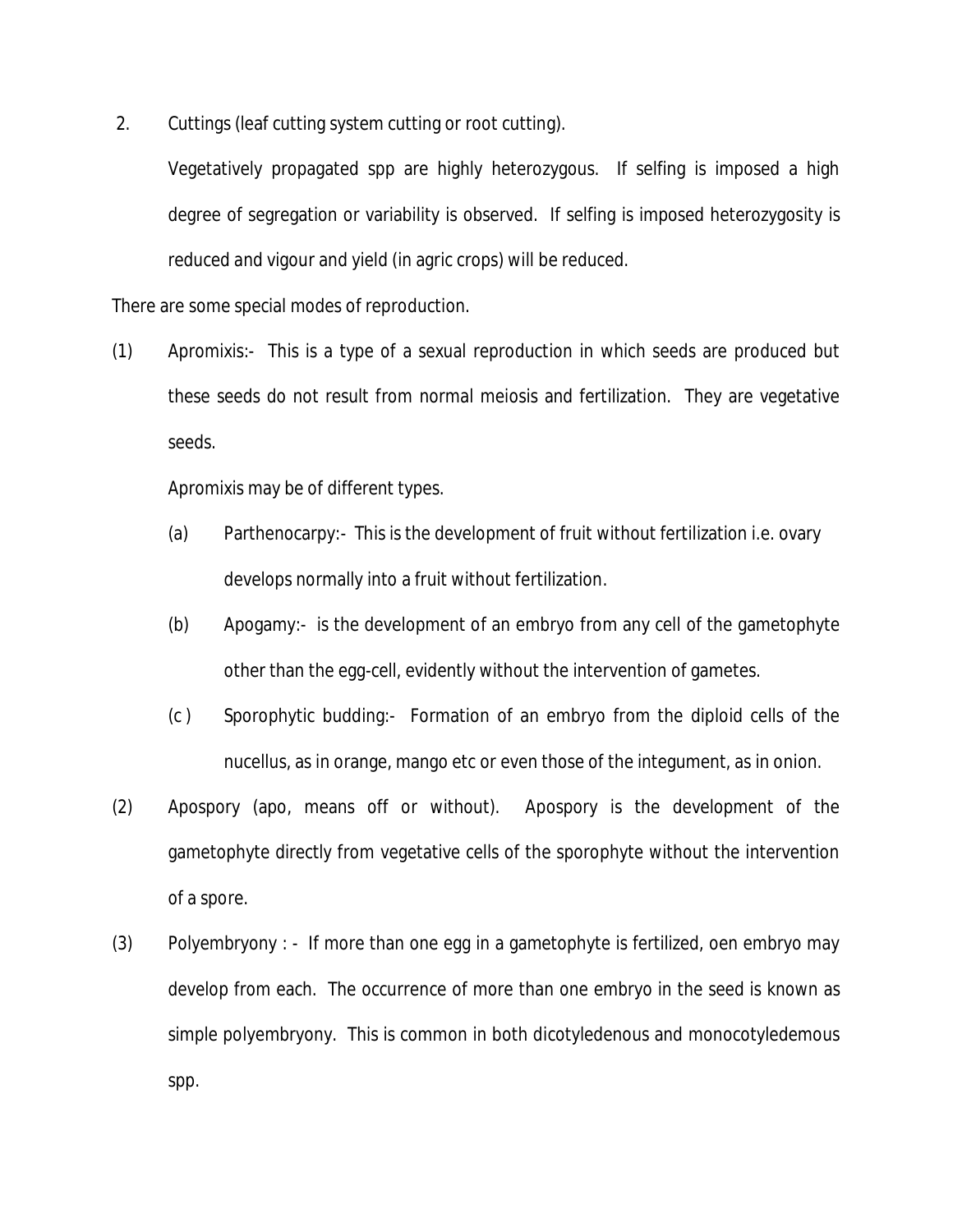2. Cuttings (leaf cutting system cutting or root cutting).

   Vegetatively propagated spp are highly heterozygous. If selfing is imposed a high degree of segregation or variability is observed. If selfing is imposed heterozygosity is reduced and vigour and yield (in agric crops) will be reduced.

There are some special modes of reproduction.

(1) Apromixis:- This is a type of a sexual reproduction in which seeds are produced but these seeds do not result from normal meiosis and fertilization. They are vegetative seeds.

   Apromixis may be of different types.

   (a) Parthenocarpy:- This is the development of fruit without fertilization i.e. ovary develops normally into a fruit without fertilization.

   (b) Apogamy:- is the development of an embryo from any cell of the gametophyte other than the egg-cell, evidently without the intervention of gametes.

   (c ) Sporophytic budding:- Formation of an embryo from the diploid cells of the nucellus, as in orange, mango etc or even those of the integument, as in onion.

(2) Apospory (apo, means off or without). Apospory is the development of the gametophyte directly from vegetative cells of the sporophyte without the intervention of a spore.

(3) Polyembryony : - If more than one egg in a gametophyte is fertilized, oen embryo may develop from each. The occurrence of more than one embryo in the seed is known as simple polyembryony. This is common in both dicotyledenous and monocotyledemous spp.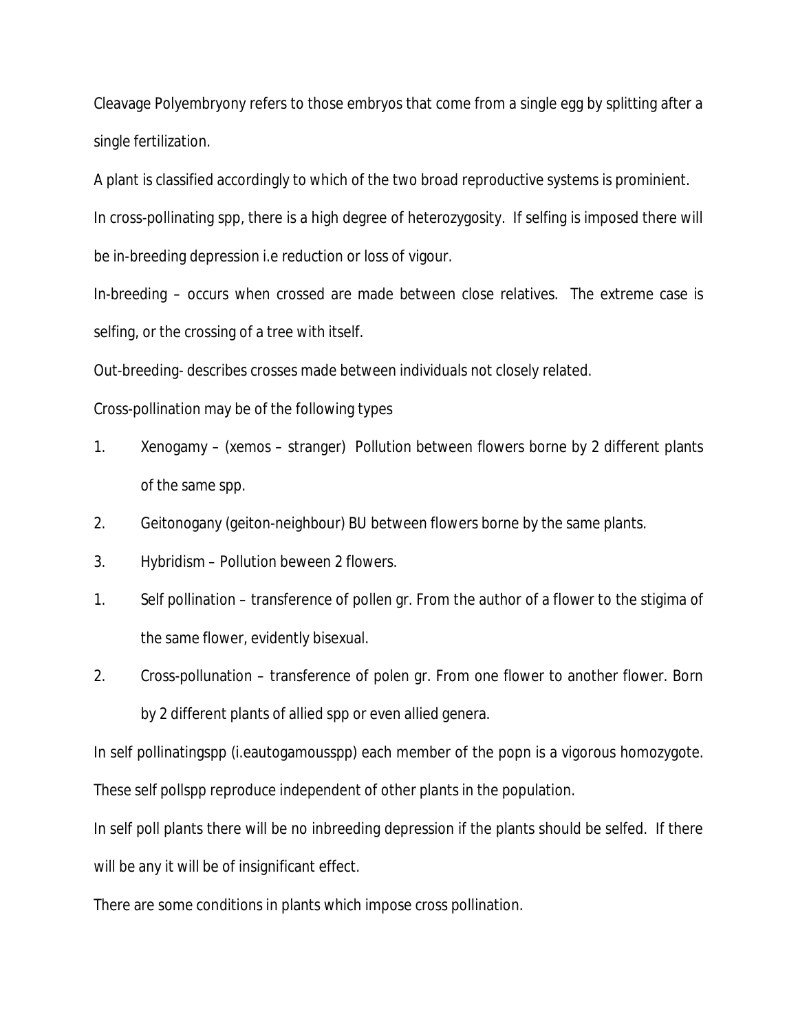Cleavage Polyembryony refers to those embryos that come from a single egg by splitting after a single fertilization.

A plant is classified accordingly to which of the two broad reproductive systems is prominient.

In cross-pollinating spp, there is a high degree of heterozygosity. If selfing is imposed there will be in-breeding depression i.e reduction or loss of vigour.

In-breeding – occurs when crossed are made between close relatives. The extreme case is selfing, or the crossing of a tree with itself.

Out-breeding- describes crosses made between individuals not closely related.

Cross-pollination may be of the following types

1. Xenogamy – (xemos – stranger) Pollution between flowers borne by 2 different plants of the same spp.
2. Geitonogany (geiton-neighbour) BU between flowers borne by the same plants.
3. Hybridism – Pollution beween 2 flowers.

1. Self pollination – transference of pollen gr. From the author of a flower to the stigima of the same flower, evidently bisexual.
2. Cross-pollunation – transference of polen gr. From one flower to another flower. Born by 2 different plants of allied spp or even allied genera.

In self pollinatingspp (i.eautogamousspp) each member of the popn is a vigorous homozygote. These self pollspp reproduce independent of other plants in the population.

In self poll plants there will be no inbreeding depression if the plants should be selfed. If there will be any it will be of insignificant effect.

There are some conditions in plants which impose cross pollination.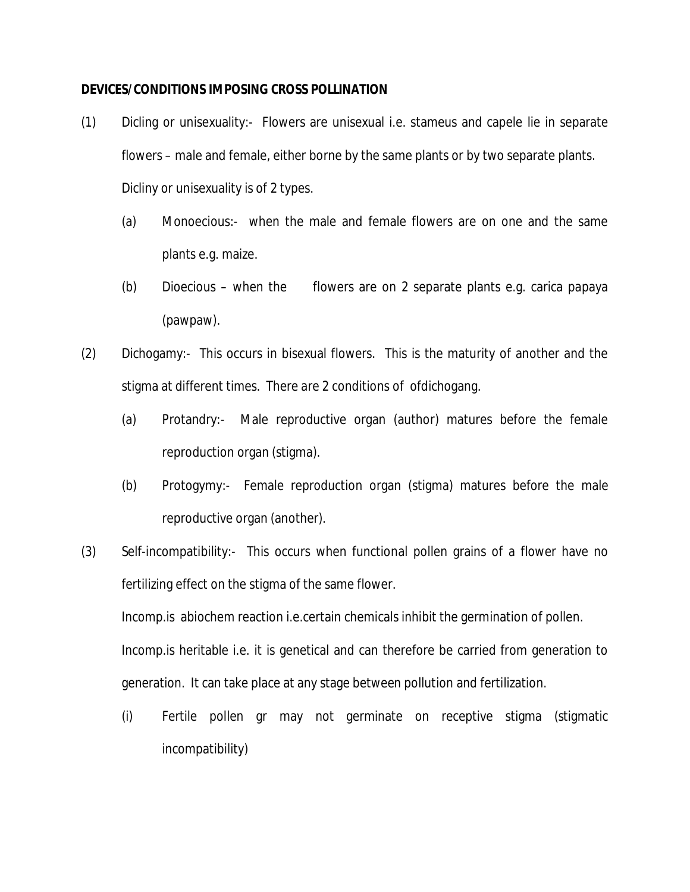**DEVICES/CONDITIONS IMPOSING CROSS POLLINATION**

(1) Dicling or unisexuality:- Flowers are unisexual i.e. stameus and capele lie in separate flowers – male and female, either borne by the same plants or by two separate plants.

Dicliny or unisexuality is of 2 types.

(a) Monoecious:- when the male and female flowers are on one and the same plants e.g. maize.

(b) Dioecious – when the flowers are on 2 separate plants e.g. carica papaya (pawpaw).

(2) Dichogamy:- This occurs in bisexual flowers. This is the maturity of another and the stigma at different times. There are 2 conditions of ofdichogang.

(a) Protandry:- Male reproductive organ (author) matures before the female reproduction organ (stigma).

(b) Protogymy:- Female reproduction organ (stigma) matures before the male reproductive organ (another).

(3) Self-incompatibility:- This occurs when functional pollen grains of a flower have no fertilizing effect on the stigma of the same flower.

Incomp.is abiochem reaction i.e.certain chemicals inhibit the germination of pollen.

Incomp.is heritable i.e. it is genetical and can therefore be carried from generation to generation. It can take place at any stage between pollution and fertilization.

(i) Fertile pollen gr may not germinate on receptive stigma (stigmatic incompatibility)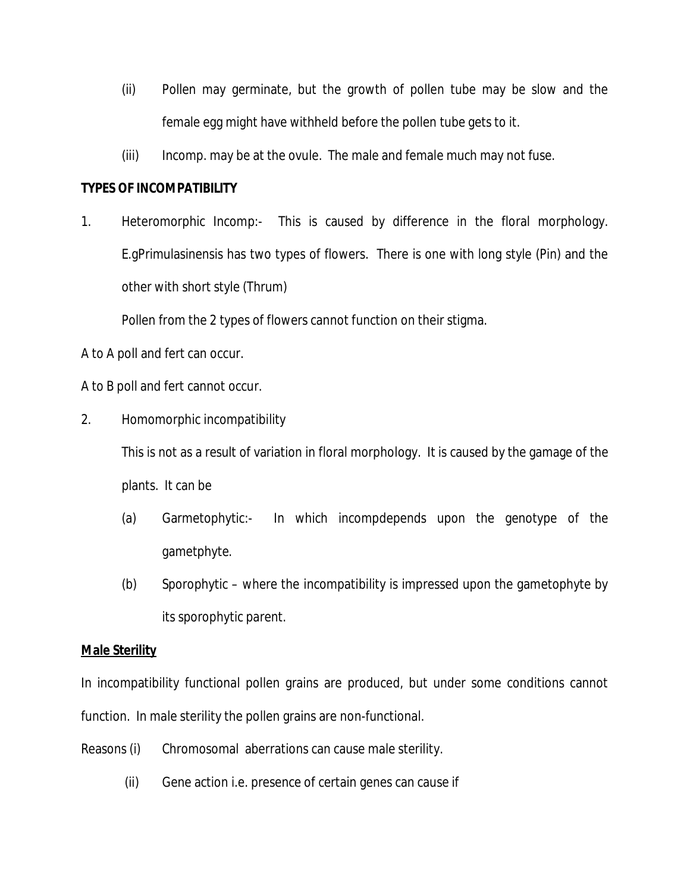(ii) Pollen may germinate, but the growth of pollen tube may be slow and the female egg might have withheld before the pollen tube gets to it.

(iii) Incomp. may be at the ovule. The male and female much may not fuse.

**TYPES OF INCOMPATIBILITY**

1. Heteromorphic Incomp:- This is caused by difference in the floral morphology. E.gPrimulasinensis has two types of flowers. There is one with long style (Pin) and the other with short style (Thrum)

   Pollen from the 2 types of flowers cannot function on their stigma.

A to A poll and fert can occur.

A to B poll and fert cannot occur.

2. Homomorphic incompatibility

   This is not as a result of variation in floral morphology. It is caused by the gamage of the plants. It can be

   (a) Garmetophytic:- In which incompdepends upon the genotype of the gametphyte.

   (b) Sporophytic – where the incompatibility is impressed upon the gametophyte by its sporophytic parent.

**Male Sterility**

In incompatibility functional pollen grains are produced, but under some conditions cannot function. In male sterility the pollen grains are non-functional.

Reasons (i) Chromosomal aberrations can cause male sterility.

(ii) Gene action i.e. presence of certain genes can cause if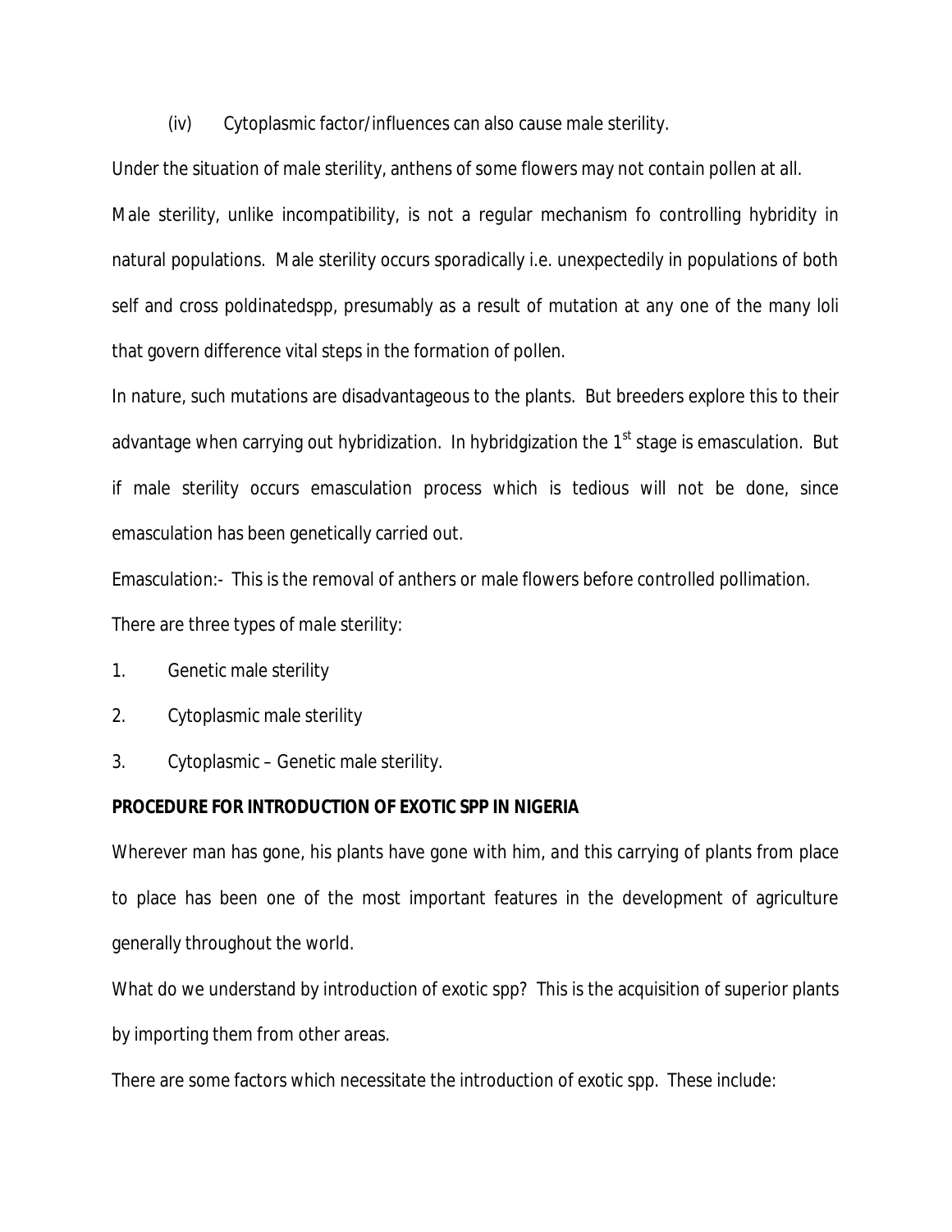(iv) Cytoplasmic factor/influences can also cause male sterility.

Under the situation of male sterility, anthens of some flowers may not contain pollen at all.

Male sterility, unlike incompatibility, is not a regular mechanism fo controlling hybridity in natural populations. Male sterility occurs sporadically i.e. unexpectedily in populations of both self and cross poldinatedspp, presumably as a result of mutation at any one of the many loli that govern difference vital steps in the formation of pollen.

In nature, such mutations are disadvantageous to the plants. But breeders explore this to their advantage when carrying out hybridization. In hybridgization the 1st stage is emasculation. But if male sterility occurs emasculation process which is tedious will not be done, since emasculation has been genetically carried out.

Emasculation:- This is the removal of anthers or male flowers before controlled pollimation.

There are three types of male sterility:

1. Genetic male sterility
2. Cytoplasmic male sterility
3. Cytoplasmic – Genetic male sterility.

**PROCEDURE FOR INTRODUCTION OF EXOTIC SPP IN NIGERIA**

Wherever man has gone, his plants have gone with him, and this carrying of plants from place to place has been one of the most important features in the development of agriculture generally throughout the world.

What do we understand by introduction of exotic spp? This is the acquisition of superior plants by importing them from other areas.

There are some factors which necessitate the introduction of exotic spp. These include: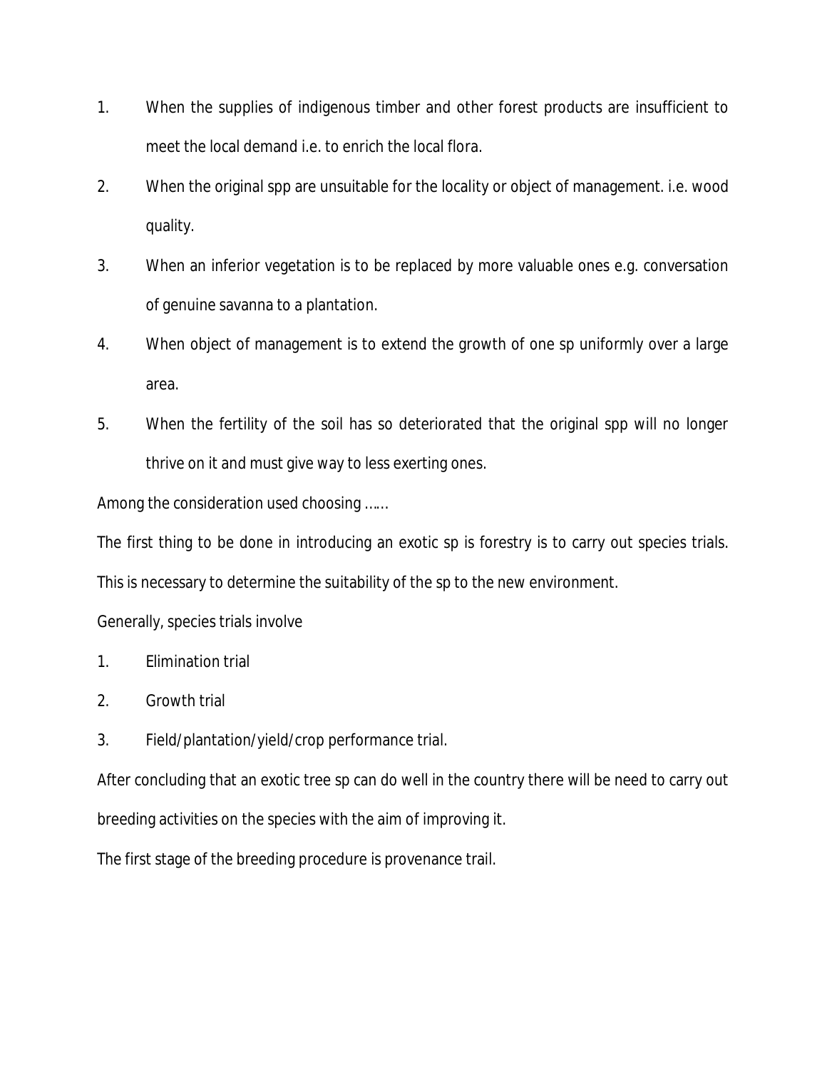1. When the supplies of indigenous timber and other forest products are insufficient to meet the local demand i.e. to enrich the local flora.
2. When the original spp are unsuitable for the locality or object of management. i.e. wood quality.
3. When an inferior vegetation is to be replaced by more valuable ones e.g. conversation of genuine savanna to a plantation.
4. When object of management is to extend the growth of one sp uniformly over a large area.
5. When the fertility of the soil has so deteriorated that the original spp will no longer thrive on it and must give way to less exerting ones.

Among the consideration used choosing ……

The first thing to be done in introducing an exotic sp is forestry is to carry out species trials. This is necessary to determine the suitability of the sp to the new environment.

Generally, species trials involve

1. Elimination trial
2. Growth trial
3. Field/plantation/yield/crop performance trial.

After concluding that an exotic tree sp can do well in the country there will be need to carry out breeding activities on the species with the aim of improving it.

The first stage of the breeding procedure is provenance trail.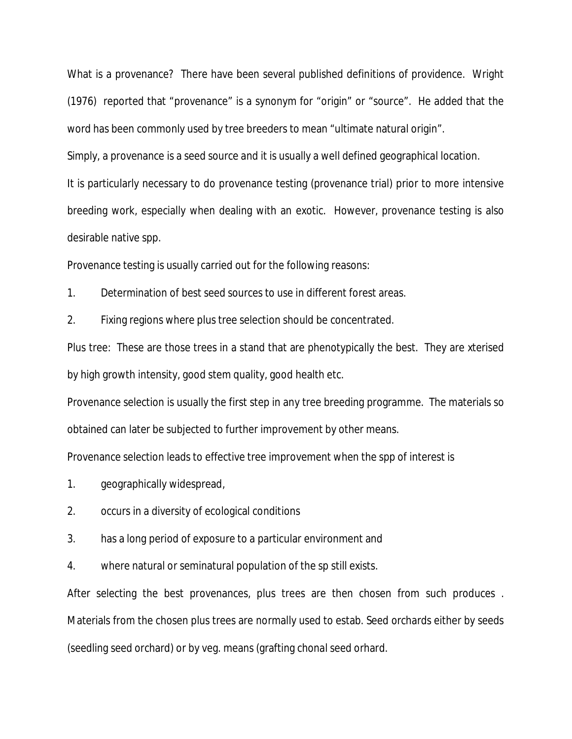What is a provenance? There have been several published definitions of providence. Wright (1976) reported that "provenance" is a synonym for "origin" or "source". He added that the word has been commonly used by tree breeders to mean "ultimate natural origin".

Simply, a provenance is a seed source and it is usually a well defined geographical location.

It is particularly necessary to do provenance testing (provenance trial) prior to more intensive breeding work, especially when dealing with an exotic. However, provenance testing is also desirable native spp.

Provenance testing is usually carried out for the following reasons:

1. Determination of best seed sources to use in different forest areas.
2. Fixing regions where plus tree selection should be concentrated.

Plus tree: These are those trees in a stand that are phenotypically the best. They are xterised by high growth intensity, good stem quality, good health etc.

Provenance selection is usually the first step in any tree breeding programme. The materials so obtained can later be subjected to further improvement by other means.

Provenance selection leads to effective tree improvement when the spp of interest is

1. geographically widespread,
2. occurs in a diversity of ecological conditions
3. has a long period of exposure to a particular environment and
4. where natural or seminatural population of the sp still exists.

After selecting the best provenances, plus trees are then chosen from such produces . Materials from the chosen plus trees are normally used to estab. Seed orchards either by seeds (seedling seed orchard) or by veg. means (grafting chonal seed orhard.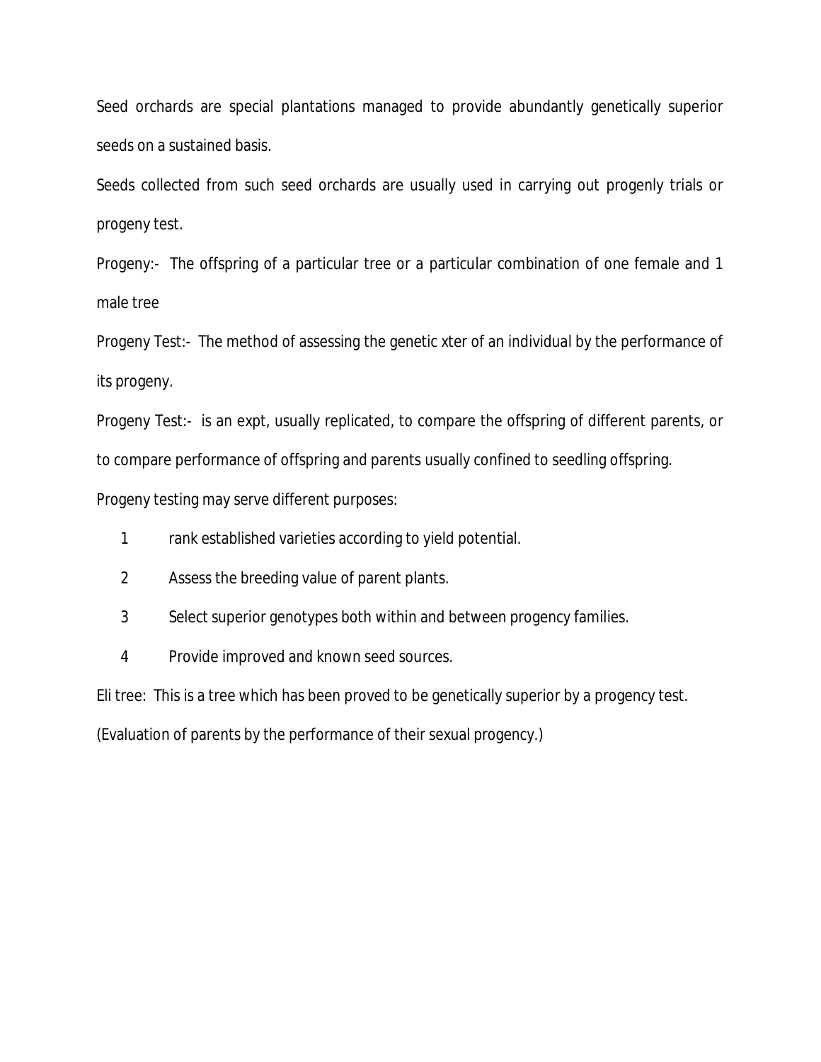Seed orchards are special plantations managed to provide abundantly genetically superior seeds on a sustained basis.

Seeds collected from such seed orchards are usually used in carrying out progenly trials or progeny test.

Progeny:- The offspring of a particular tree or a particular combination of one female and 1 male tree

Progeny Test:- The method of assessing the genetic xter of an individual by the performance of its progeny.

Progeny Test:- is an expt, usually replicated, to compare the offspring of different parents, or to compare performance of offspring and parents usually confined to seedling offspring.

Progeny testing may serve different purposes:

1. rank established varieties according to yield potential.
2. Assess the breeding value of parent plants.
3. Select superior genotypes both within and between progency families.
4. Provide improved and known seed sources.

Eli tree: This is a tree which has been proved to be genetically superior by a progency test.

(Evaluation of parents by the performance of their sexual progency.)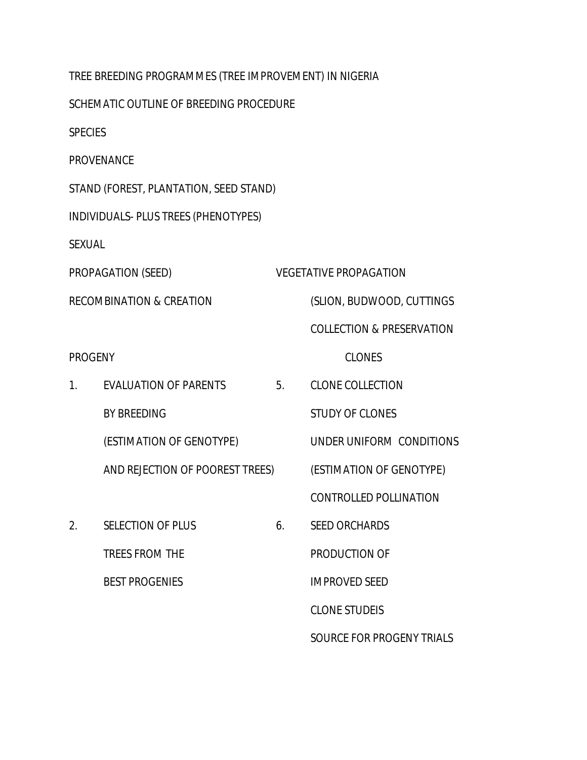TREE BREEDING PROGRAMMES (TREE IMPROVEMENT) IN NIGERIA

SCHEMATIC OUTLINE OF BREEDING PROCEDURE

SPECIES

PROVENANCE

STAND (FOREST, PLANTATION, SEED STAND)

INDIVIDUALS- PLUS TREES (PHENOTYPES)

SEXUAL

PROPAGATION (SEED)

RECOMBINATION & CREATION

PROGENY

1. EVALUATION OF PARENTS BY BREEDING (ESTIMATION OF GENOTYPE) AND REJECTION OF POOREST TREES)

2. SELECTION OF PLUS TREES FROM THE BEST PROGENIES

VEGETATIVE PROPAGATION

(SLION, BUDWOOD, CUTTINGS

COLLECTION & PRESERVATION

CLONES

5. CLONE COLLECTION
   STUDY OF CLONES
   UNDER UNIFORM CONDITIONS
   (ESTIMATION OF GENOTYPE)
   CONTROLLED POLLINATION

6. SEED ORCHARDS
   PRODUCTION OF
   IMPROVED SEED
   CLONE STUDEIS
   SOURCE FOR PROGENY TRIALS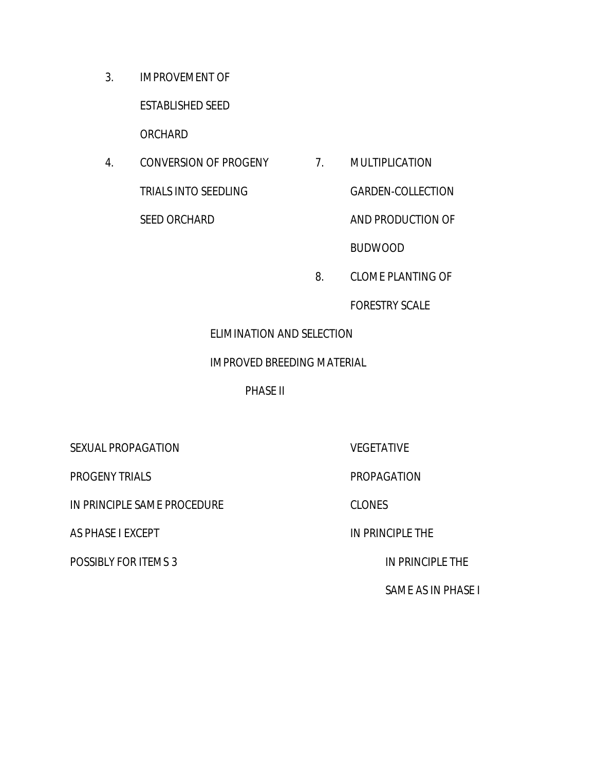3. IMPROVEMENT OF ESTABLISHED SEED ORCHARD

4. CONVERSION OF PROGENY TRIALS INTO SEEDLING SEED ORCHARD

7. MULTIPLICATION GARDEN-COLLECTION AND PRODUCTION OF BUDWOOD

8. CLOME PLANTING OF FORESTRY SCALE

ELIMINATION AND SELECTION

IMPROVED BREEDING MATERIAL

PHASE II

SEXUAL PROPAGATION

PROGENY TRIALS

IN PRINCIPLE SAME PROCEDURE AS PHASE I EXCEPT POSSIBLY FOR ITEMS 3

VEGETATIVE PROPAGATION

CLONES

IN PRINCIPLE THE

IN PRINCIPLE THE SAME AS IN PHASE I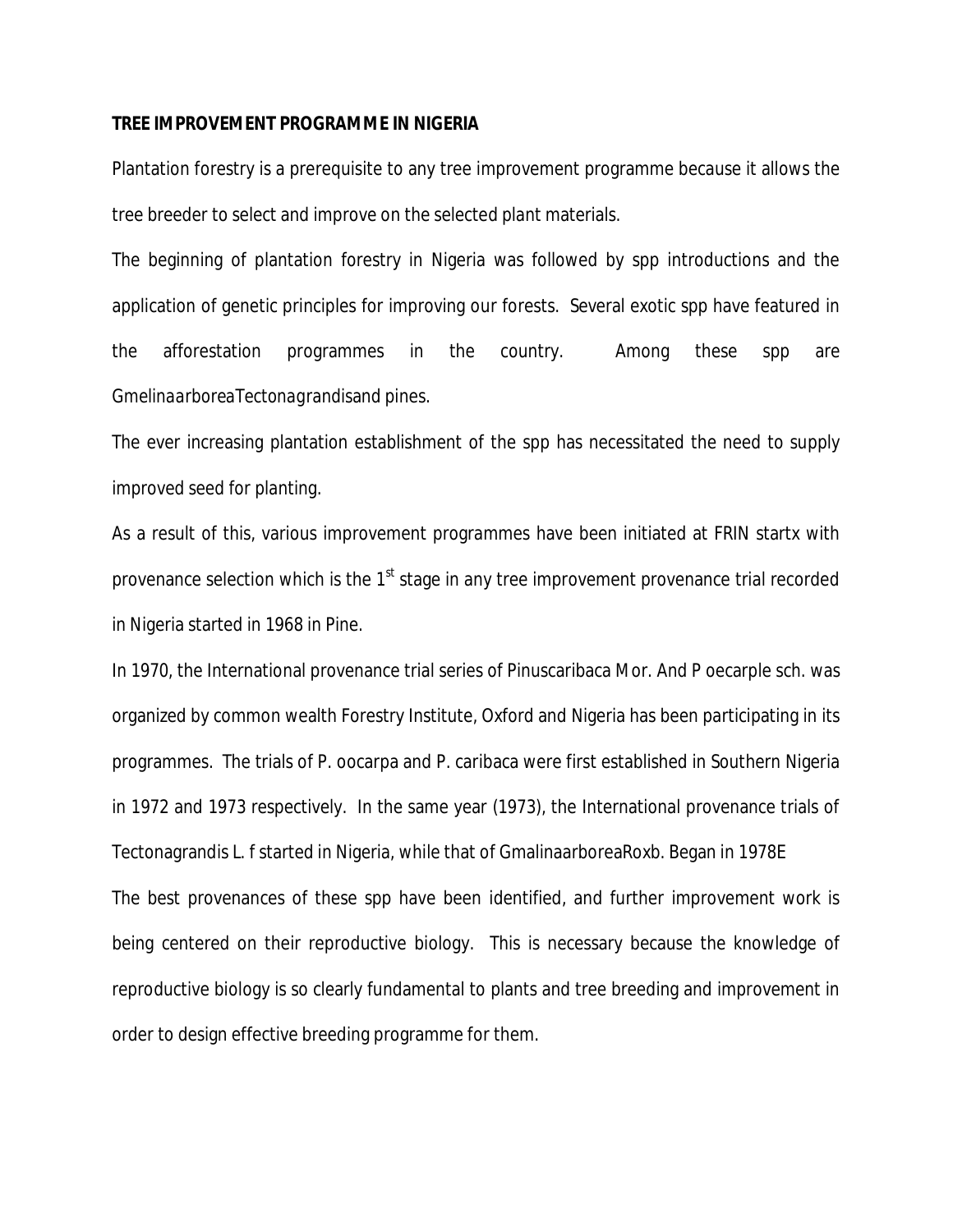**TREE IMPROVEMENT PROGRAMME IN NIGERIA**

Plantation forestry is a prerequisite to any tree improvement programme because it allows the tree breeder to select and improve on the selected plant materials.

The beginning of plantation forestry in Nigeria was followed by spp introductions and the application of genetic principles for improving our forests. Several exotic spp have featured in the afforestation programmes in the country. Among these spp are *GmelinaarboreaTectonagrandis*and pines.

The ever increasing plantation establishment of the spp has necessitated the need to supply improved seed for planting.

As a result of this, various improvement programmes have been initiated at FRIN startx with provenance selection which is the 1st stage in any tree improvement provenance trial recorded in Nigeria started in 1968 in Pine.

In 1970, the International provenance trial series of Pinuscaribaca Mor. And P oecarple sch. was organized by common wealth Forestry Institute, Oxford and Nigeria has been participating in its programmes. The trials of P. oocarpa and P. caribaca were first established in Southern Nigeria in 1972 and 1973 respectively. In the same year (1973), the International provenance trials of Tectonagrandis L. f started in Nigeria, while that of GmalinaarboreaRoxb. Began in 1978E

The best provenances of these spp have been identified, and further improvement work is being centered on their reproductive biology. This is necessary because the knowledge of reproductive biology is so clearly fundamental to plants and tree breeding and improvement in order to design effective breeding programme for them.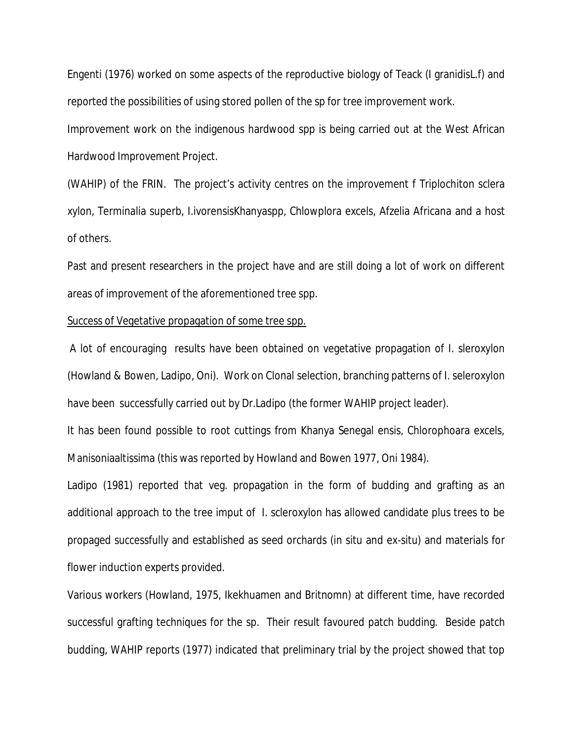Engenti (1976) worked on some aspects of the reproductive biology of Teack (I granidisL.f) and reported the possibilities of using stored pollen of the sp for tree improvement work.

Improvement work on the indigenous hardwood spp is being carried out at the West African Hardwood Improvement Project.

(WAHIP) of the FRIN. The project's activity centres on the improvement f Triplochiton sclera xylon, Terminalia superb, I.ivorensisKhanyaspp, Chlowplora excels, Afzelia Africana and a host of others.

Past and present researchers in the project have and are still doing a lot of work on different areas of improvement of the aforementioned tree spp.

<u>Success of Vegetative propagation of some tree spp.</u>

A lot of encouraging results have been obtained on vegetative propagation of I. sleroxylon (Howland & Bowen, Ladipo, Oni). Work on Clonal selection, branching patterns of I. seleroxylon have been successfully carried out by Dr.Ladipo (the former WAHIP project leader).

It has been found possible to root cuttings from Khanya Senegal ensis, Chlorophoara excels, Manisoniaaltissima (this was reported by Howland and Bowen 1977, Oni 1984).

Ladipo (1981) reported that veg. propagation in the form of budding and grafting as an additional approach to the tree imput of I. scleroxylon has allowed candidate plus trees to be propaged successfully and established as seed orchards (in situ and ex-situ) and materials for flower induction experts provided.

Various workers (Howland, 1975, Ikekhuamen and Britnomn) at different time, have recorded successful grafting techniques for the sp. Their result favoured patch budding. Beside patch budding, WAHIP reports (1977) indicated that preliminary trial by the project showed that top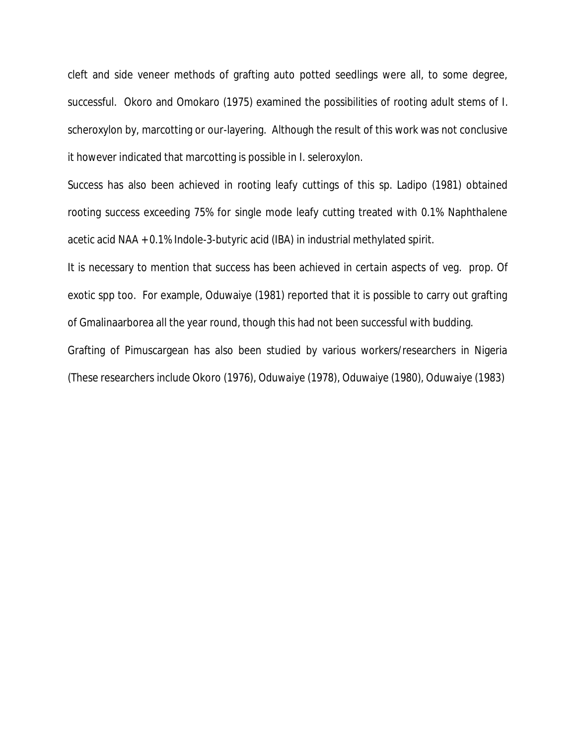cleft and side veneer methods of grafting auto potted seedlings were all, to some degree, successful. Okoro and Omokaro (1975) examined the possibilities of rooting adult stems of I. scheroxylon by, marcotting or our-layering. Although the result of this work was not conclusive it however indicated that marcotting is possible in I. seleroxylon.

Success has also been achieved in rooting leafy cuttings of this sp. Ladipo (1981) obtained rooting success exceeding 75% for single mode leafy cutting treated with 0.1% Naphthalene acetic acid NAA + 0.1% Indole-3-butyric acid (IBA) in industrial methylated spirit.

It is necessary to mention that success has been achieved in certain aspects of veg. prop. Of exotic spp too. For example, Oduwaiye (1981) reported that it is possible to carry out grafting of Gmalinaarborea all the year round, though this had not been successful with budding.

Grafting of Pimuscargean has also been studied by various workers/researchers in Nigeria (These researchers include Okoro (1976), Oduwaiye (1978), Oduwaiye (1980), Oduwaiye (1983)